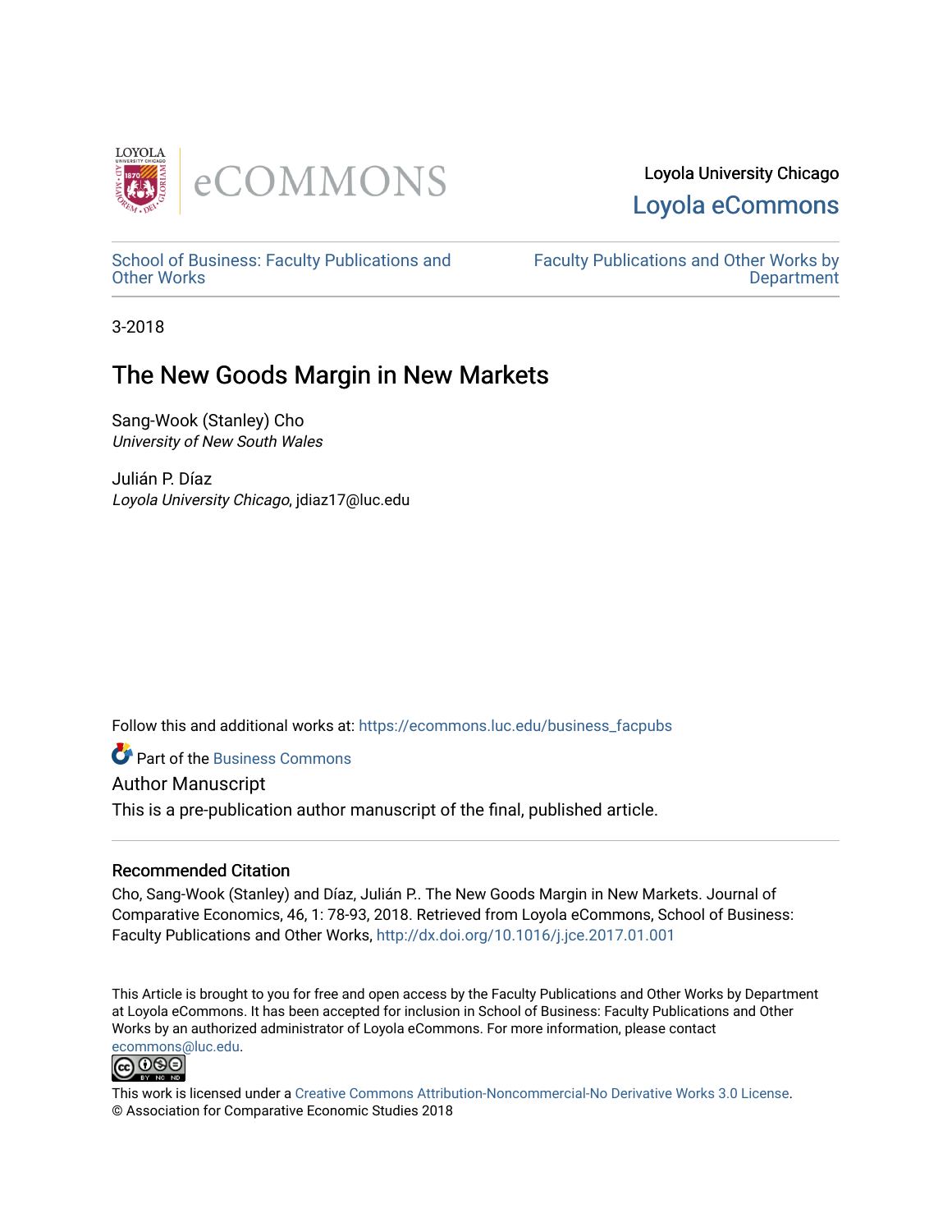Loyola University Chicago

Loyola eCommons

School of Business: Faculty Publications and Other Works

Faculty Publications and Other Works by Department

3-2018

# The New Goods Margin in New Markets

Sang-Wook (Stanley) Cho
*University of New South Wales*

Julián P. Díaz
*Loyola University Chicago*, jdiaz17@luc.edu

Follow this and additional works at: https://ecommons.luc.edu/business_facpubs

Part of the Business Commons

Author Manuscript

This is a pre-publication author manuscript of the final, published article.

## Recommended Citation

Cho, Sang-Wook (Stanley) and Díaz, Julián P.. The New Goods Margin in New Markets. Journal of Comparative Economics, 46, 1: 78-93, 2018. Retrieved from Loyola eCommons, School of Business: Faculty Publications and Other Works, http://dx.doi.org/10.1016/j.jce.2017.01.001

This Article is brought to you for free and open access by the Faculty Publications and Other Works by Department at Loyola eCommons. It has been accepted for inclusion in School of Business: Faculty Publications and Other Works by an authorized administrator of Loyola eCommons. For more information, please contact ecommons@luc.edu.

This work is licensed under a Creative Commons Attribution-Noncommercial-No Derivative Works 3.0 License.
© Association for Comparative Economic Studies 2018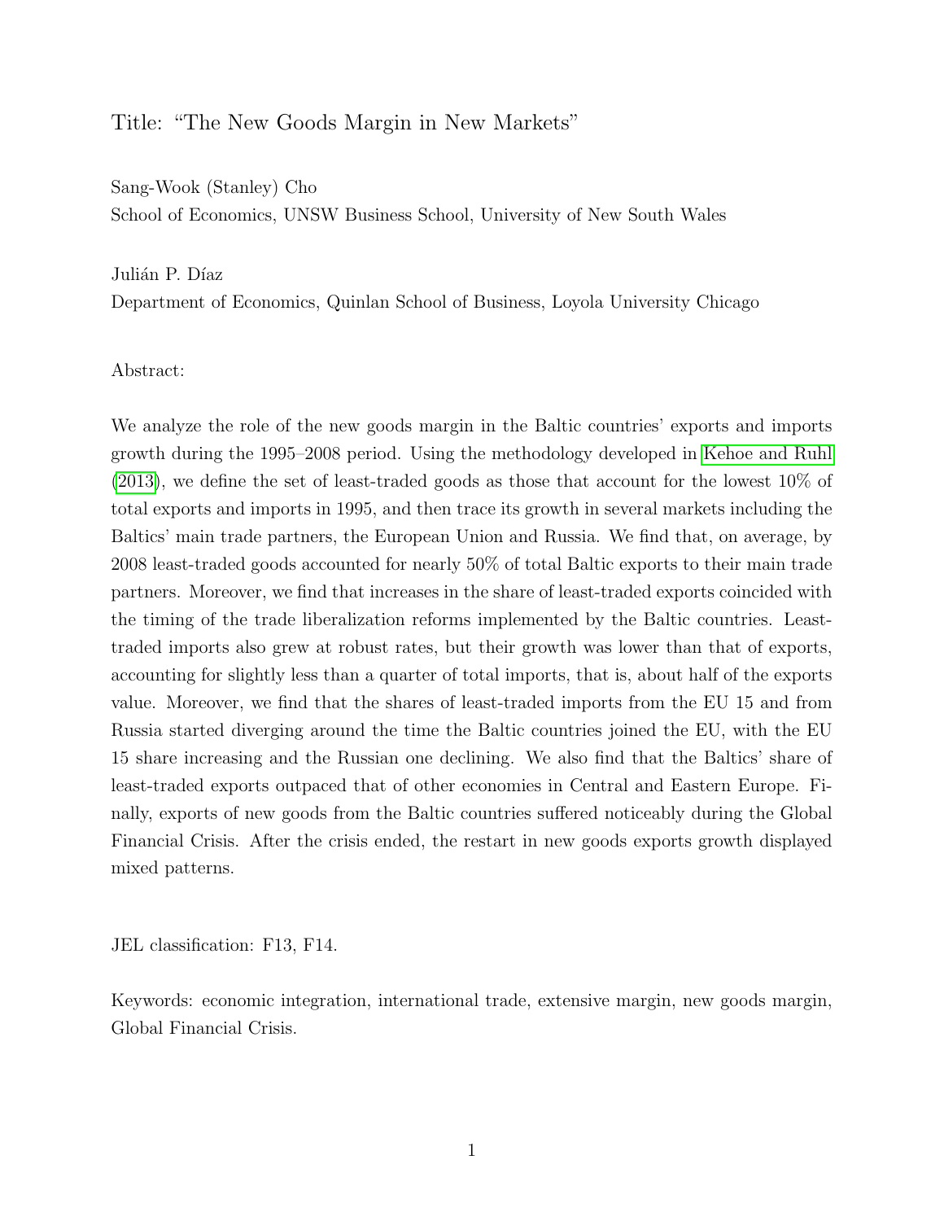Title: "The New Goods Margin in New Markets"

Sang-Wook (Stanley) Cho
School of Economics, UNSW Business School, University of New South Wales

Julián P. Díaz
Department of Economics, Quinlan School of Business, Loyola University Chicago

Abstract:

We analyze the role of the new goods margin in the Baltic countries' exports and imports growth during the 1995–2008 period. Using the methodology developed in Kehoe and Ruhl (2013), we define the set of least-traded goods as those that account for the lowest 10% of total exports and imports in 1995, and then trace its growth in several markets including the Baltics' main trade partners, the European Union and Russia. We find that, on average, by 2008 least-traded goods accounted for nearly 50% of total Baltic exports to their main trade partners. Moreover, we find that increases in the share of least-traded exports coincided with the timing of the trade liberalization reforms implemented by the Baltic countries. Least-traded imports also grew at robust rates, but their growth was lower than that of exports, accounting for slightly less than a quarter of total imports, that is, about half of the exports value. Moreover, we find that the shares of least-traded imports from the EU 15 and from Russia started diverging around the time the Baltic countries joined the EU, with the EU 15 share increasing and the Russian one declining. We also find that the Baltics' share of least-traded exports outpaced that of other economies in Central and Eastern Europe. Finally, exports of new goods from the Baltic countries suffered noticeably during the Global Financial Crisis. After the crisis ended, the restart in new goods exports growth displayed mixed patterns.

JEL classification: F13, F14.

Keywords: economic integration, international trade, extensive margin, new goods margin, Global Financial Crisis.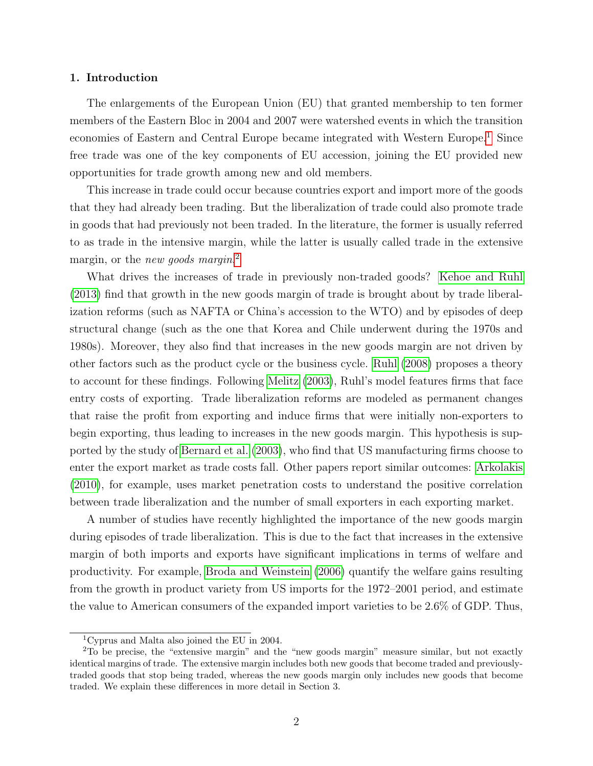## 1. Introduction

The enlargements of the European Union (EU) that granted membership to ten former members of the Eastern Bloc in 2004 and 2007 were watershed events in which the transition economies of Eastern and Central Europe became integrated with Western Europe.[1] Since free trade was one of the key components of EU accession, joining the EU provided new opportunities for trade growth among new and old members.

This increase in trade could occur because countries export and import more of the goods that they had already been trading. But the liberalization of trade could also promote trade in goods that had previously not been traded. In the literature, the former is usually referred to as trade in the intensive margin, while the latter is usually called trade in the extensive margin, or the *new goods margin*.[2]

What drives the increases of trade in previously non-traded goods? Kehoe and Ruhl (2013) find that growth in the new goods margin of trade is brought about by trade liberalization reforms (such as NAFTA or China's accession to the WTO) and by episodes of deep structural change (such as the one that Korea and Chile underwent during the 1970s and 1980s). Moreover, they also find that increases in the new goods margin are not driven by other factors such as the product cycle or the business cycle. Ruhl (2008) proposes a theory to account for these findings. Following Melitz (2003), Ruhl's model features firms that face entry costs of exporting. Trade liberalization reforms are modeled as permanent changes that raise the profit from exporting and induce firms that were initially non-exporters to begin exporting, thus leading to increases in the new goods margin. This hypothesis is supported by the study of Bernard et al. (2003), who find that US manufacturing firms choose to enter the export market as trade costs fall. Other papers report similar outcomes: Arkolakis (2010), for example, uses market penetration costs to understand the positive correlation between trade liberalization and the number of small exporters in each exporting market.

A number of studies have recently highlighted the importance of the new goods margin during episodes of trade liberalization. This is due to the fact that increases in the extensive margin of both imports and exports have significant implications in terms of welfare and productivity. For example, Broda and Weinstein (2006) quantify the welfare gains resulting from the growth in product variety from US imports for the 1972–2001 period, and estimate the value to American consumers of the expanded import varieties to be 2.6% of GDP. Thus,

[1] Cyprus and Malta also joined the EU in 2004.

[2] To be precise, the "extensive margin" and the "new goods margin" measure similar, but not exactly identical margins of trade. The extensive margin includes both new goods that become traded and previously-traded goods that stop being traded, whereas the new goods margin only includes new goods that become traded. We explain these differences in more detail in Section 3.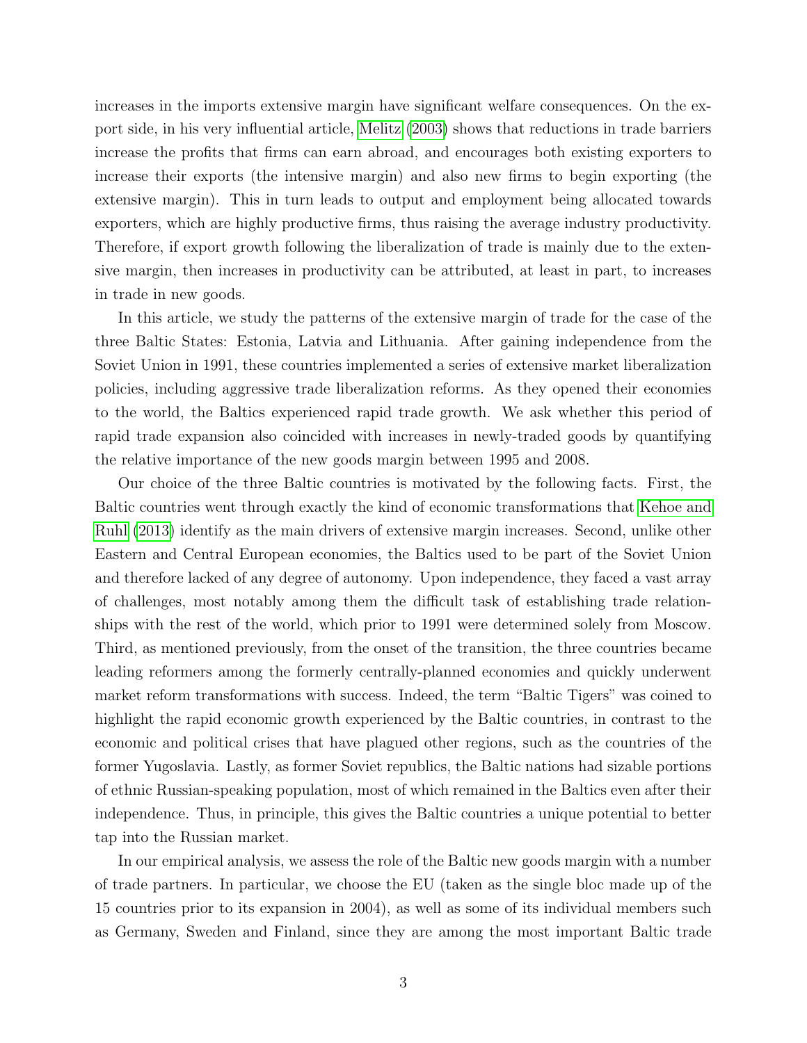increases in the imports extensive margin have significant welfare consequences. On the export side, in his very influential article, Melitz (2003) shows that reductions in trade barriers increase the profits that firms can earn abroad, and encourages both existing exporters to increase their exports (the intensive margin) and also new firms to begin exporting (the extensive margin). This in turn leads to output and employment being allocated towards exporters, which are highly productive firms, thus raising the average industry productivity. Therefore, if export growth following the liberalization of trade is mainly due to the extensive margin, then increases in productivity can be attributed, at least in part, to increases in trade in new goods.

In this article, we study the patterns of the extensive margin of trade for the case of the three Baltic States: Estonia, Latvia and Lithuania. After gaining independence from the Soviet Union in 1991, these countries implemented a series of extensive market liberalization policies, including aggressive trade liberalization reforms. As they opened their economies to the world, the Baltics experienced rapid trade growth. We ask whether this period of rapid trade expansion also coincided with increases in newly-traded goods by quantifying the relative importance of the new goods margin between 1995 and 2008.

Our choice of the three Baltic countries is motivated by the following facts. First, the Baltic countries went through exactly the kind of economic transformations that Kehoe and Ruhl (2013) identify as the main drivers of extensive margin increases. Second, unlike other Eastern and Central European economies, the Baltics used to be part of the Soviet Union and therefore lacked of any degree of autonomy. Upon independence, they faced a vast array of challenges, most notably among them the difficult task of establishing trade relationships with the rest of the world, which prior to 1991 were determined solely from Moscow. Third, as mentioned previously, from the onset of the transition, the three countries became leading reformers among the formerly centrally-planned economies and quickly underwent market reform transformations with success. Indeed, the term "Baltic Tigers" was coined to highlight the rapid economic growth experienced by the Baltic countries, in contrast to the economic and political crises that have plagued other regions, such as the countries of the former Yugoslavia. Lastly, as former Soviet republics, the Baltic nations had sizable portions of ethnic Russian-speaking population, most of which remained in the Baltics even after their independence. Thus, in principle, this gives the Baltic countries a unique potential to better tap into the Russian market.

In our empirical analysis, we assess the role of the Baltic new goods margin with a number of trade partners. In particular, we choose the EU (taken as the single bloc made up of the 15 countries prior to its expansion in 2004), as well as some of its individual members such as Germany, Sweden and Finland, since they are among the most important Baltic trade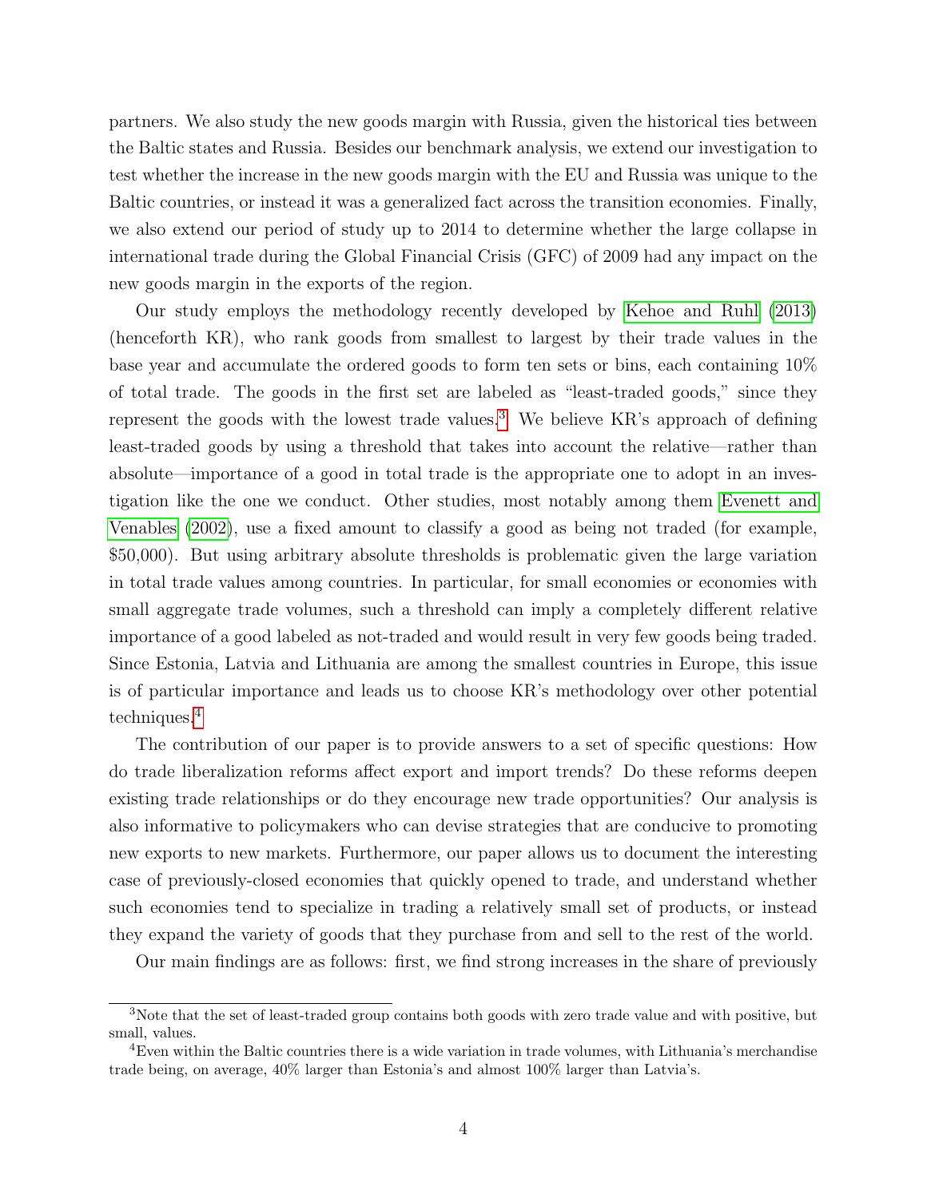partners. We also study the new goods margin with Russia, given the historical ties between the Baltic states and Russia. Besides our benchmark analysis, we extend our investigation to test whether the increase in the new goods margin with the EU and Russia was unique to the Baltic countries, or instead it was a generalized fact across the transition economies. Finally, we also extend our period of study up to 2014 to determine whether the large collapse in international trade during the Global Financial Crisis (GFC) of 2009 had any impact on the new goods margin in the exports of the region.

Our study employs the methodology recently developed by Kehoe and Ruhl (2013) (henceforth KR), who rank goods from smallest to largest by their trade values in the base year and accumulate the ordered goods to form ten sets or bins, each containing 10% of total trade. The goods in the first set are labeled as "least-traded goods," since they represent the goods with the lowest trade values.[3] We believe KR's approach of defining least-traded goods by using a threshold that takes into account the relative—rather than absolute—importance of a good in total trade is the appropriate one to adopt in an investigation like the one we conduct. Other studies, most notably among them Evenett and Venables (2002), use a fixed amount to classify a good as being not traded (for example, $50,000). But using arbitrary absolute thresholds is problematic given the large variation in total trade values among countries. In particular, for small economies or economies with small aggregate trade volumes, such a threshold can imply a completely different relative importance of a good labeled as not-traded and would result in very few goods being traded. Since Estonia, Latvia and Lithuania are among the smallest countries in Europe, this issue is of particular importance and leads us to choose KR's methodology over other potential techniques.[4]

The contribution of our paper is to provide answers to a set of specific questions: How do trade liberalization reforms affect export and import trends? Do these reforms deepen existing trade relationships or do they encourage new trade opportunities? Our analysis is also informative to policymakers who can devise strategies that are conducive to promoting new exports to new markets. Furthermore, our paper allows us to document the interesting case of previously-closed economies that quickly opened to trade, and understand whether such economies tend to specialize in trading a relatively small set of products, or instead they expand the variety of goods that they purchase from and sell to the rest of the world.

Our main findings are as follows: first, we find strong increases in the share of previously

[3] Note that the set of least-traded group contains both goods with zero trade value and with positive, but small, values.

[4] Even within the Baltic countries there is a wide variation in trade volumes, with Lithuania's merchandise trade being, on average, 40% larger than Estonia's and almost 100% larger than Latvia's.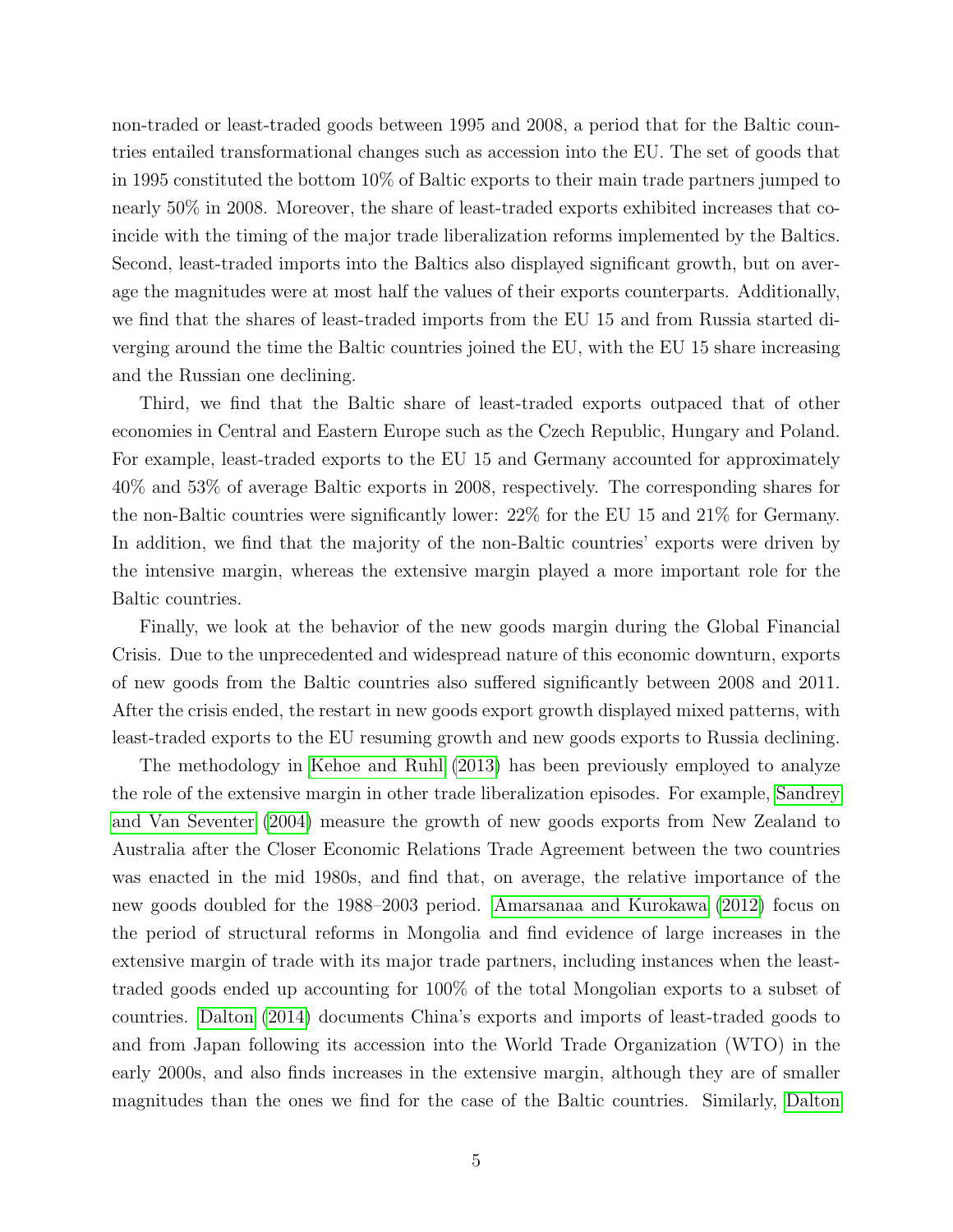non-traded or least-traded goods between 1995 and 2008, a period that for the Baltic countries entailed transformational changes such as accession into the EU. The set of goods that in 1995 constituted the bottom 10% of Baltic exports to their main trade partners jumped to nearly 50% in 2008. Moreover, the share of least-traded exports exhibited increases that coincide with the timing of the major trade liberalization reforms implemented by the Baltics. Second, least-traded imports into the Baltics also displayed significant growth, but on average the magnitudes were at most half the values of their exports counterparts. Additionally, we find that the shares of least-traded imports from the EU 15 and from Russia started diverging around the time the Baltic countries joined the EU, with the EU 15 share increasing and the Russian one declining.

Third, we find that the Baltic share of least-traded exports outpaced that of other economies in Central and Eastern Europe such as the Czech Republic, Hungary and Poland. For example, least-traded exports to the EU 15 and Germany accounted for approximately 40% and 53% of average Baltic exports in 2008, respectively. The corresponding shares for the non-Baltic countries were significantly lower: 22% for the EU 15 and 21% for Germany. In addition, we find that the majority of the non-Baltic countries' exports were driven by the intensive margin, whereas the extensive margin played a more important role for the Baltic countries.

Finally, we look at the behavior of the new goods margin during the Global Financial Crisis. Due to the unprecedented and widespread nature of this economic downturn, exports of new goods from the Baltic countries also suffered significantly between 2008 and 2011. After the crisis ended, the restart in new goods export growth displayed mixed patterns, with least-traded exports to the EU resuming growth and new goods exports to Russia declining.

The methodology in Kehoe and Ruhl (2013) has been previously employed to analyze the role of the extensive margin in other trade liberalization episodes. For example, Sandrey and Van Seventer (2004) measure the growth of new goods exports from New Zealand to Australia after the Closer Economic Relations Trade Agreement between the two countries was enacted in the mid 1980s, and find that, on average, the relative importance of the new goods doubled for the 1988–2003 period. Amarsanaa and Kurokawa (2012) focus on the period of structural reforms in Mongolia and find evidence of large increases in the extensive margin of trade with its major trade partners, including instances when the least-traded goods ended up accounting for 100% of the total Mongolian exports to a subset of countries. Dalton (2014) documents China's exports and imports of least-traded goods to and from Japan following its accession into the World Trade Organization (WTO) in the early 2000s, and also finds increases in the extensive margin, although they are of smaller magnitudes than the ones we find for the case of the Baltic countries. Similarly, Dalton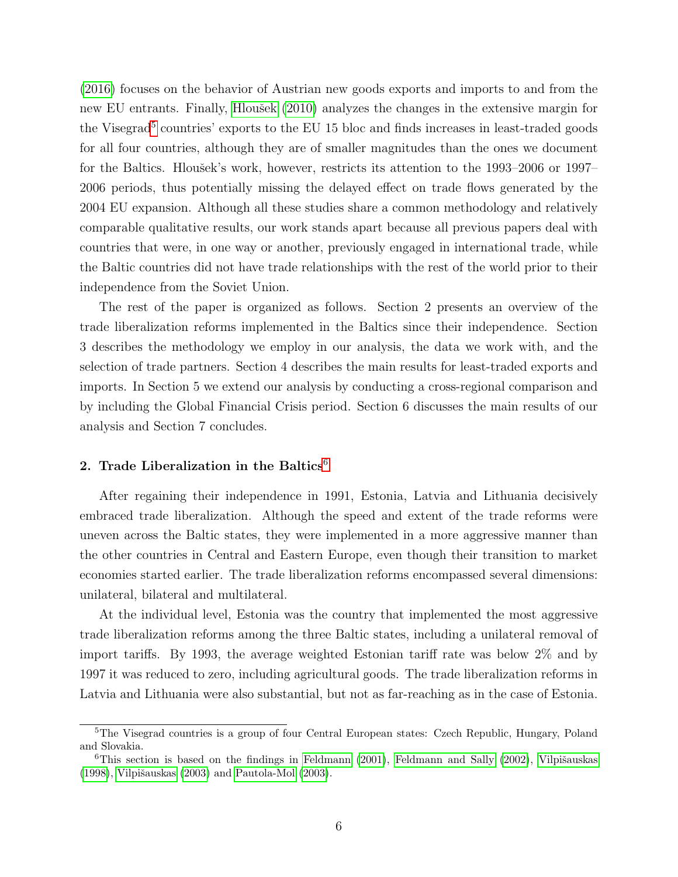(2016) focuses on the behavior of Austrian new goods exports and imports to and from the new EU entrants. Finally, Hloušek (2010) analyzes the changes in the extensive margin for the Visegrad[5] countries' exports to the EU 15 bloc and finds increases in least-traded goods for all four countries, although they are of smaller magnitudes than the ones we document for the Baltics. Hloušek's work, however, restricts its attention to the 1993–2006 or 1997–2006 periods, thus potentially missing the delayed effect on trade flows generated by the 2004 EU expansion. Although all these studies share a common methodology and relatively comparable qualitative results, our work stands apart because all previous papers deal with countries that were, in one way or another, previously engaged in international trade, while the Baltic countries did not have trade relationships with the rest of the world prior to their independence from the Soviet Union.

The rest of the paper is organized as follows. Section 2 presents an overview of the trade liberalization reforms implemented in the Baltics since their independence. Section 3 describes the methodology we employ in our analysis, the data we work with, and the selection of trade partners. Section 4 describes the main results for least-traded exports and imports. In Section 5 we extend our analysis by conducting a cross-regional comparison and by including the Global Financial Crisis period. Section 6 discusses the main results of our analysis and Section 7 concludes.

## 2. Trade Liberalization in the Baltics[6]

After regaining their independence in 1991, Estonia, Latvia and Lithuania decisively embraced trade liberalization. Although the speed and extent of the trade reforms were uneven across the Baltic states, they were implemented in a more aggressive manner than the other countries in Central and Eastern Europe, even though their transition to market economies started earlier. The trade liberalization reforms encompassed several dimensions: unilateral, bilateral and multilateral.

At the individual level, Estonia was the country that implemented the most aggressive trade liberalization reforms among the three Baltic states, including a unilateral removal of import tariffs. By 1993, the average weighted Estonian tariff rate was below 2% and by 1997 it was reduced to zero, including agricultural goods. The trade liberalization reforms in Latvia and Lithuania were also substantial, but not as far-reaching as in the case of Estonia.

[5] The Visegrad countries is a group of four Central European states: Czech Republic, Hungary, Poland and Slovakia.

[6] This section is based on the findings in Feldmann (2001), Feldmann and Sally (2002), Vilpišauskas (1998), Vilpišauskas (2003) and Pautola-Mol (2003).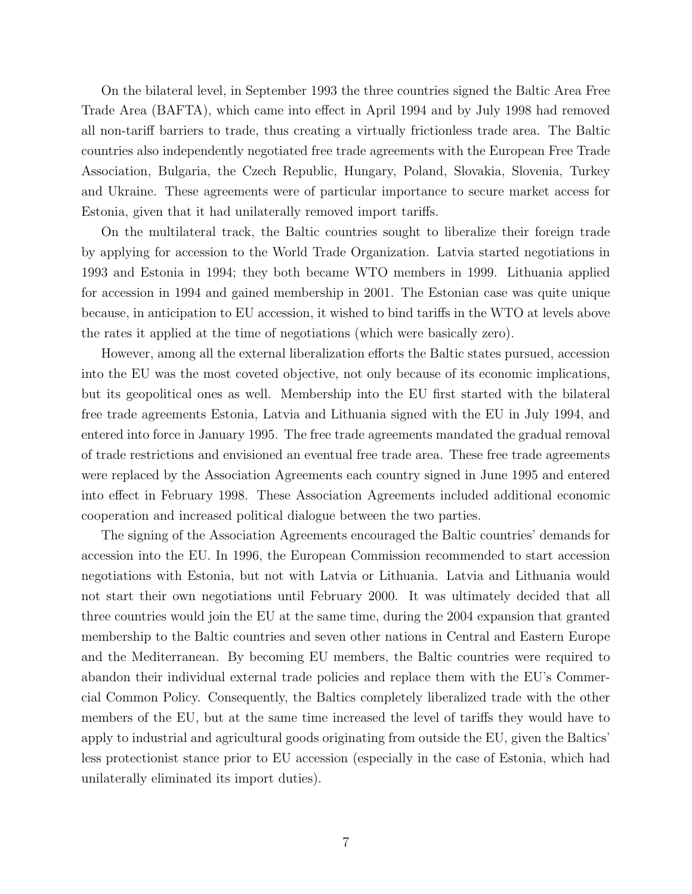On the bilateral level, in September 1993 the three countries signed the Baltic Area Free Trade Area (BAFTA), which came into effect in April 1994 and by July 1998 had removed all non-tariff barriers to trade, thus creating a virtually frictionless trade area. The Baltic countries also independently negotiated free trade agreements with the European Free Trade Association, Bulgaria, the Czech Republic, Hungary, Poland, Slovakia, Slovenia, Turkey and Ukraine. These agreements were of particular importance to secure market access for Estonia, given that it had unilaterally removed import tariffs.

On the multilateral track, the Baltic countries sought to liberalize their foreign trade by applying for accession to the World Trade Organization. Latvia started negotiations in 1993 and Estonia in 1994; they both became WTO members in 1999. Lithuania applied for accession in 1994 and gained membership in 2001. The Estonian case was quite unique because, in anticipation to EU accession, it wished to bind tariffs in the WTO at levels above the rates it applied at the time of negotiations (which were basically zero).

However, among all the external liberalization efforts the Baltic states pursued, accession into the EU was the most coveted objective, not only because of its economic implications, but its geopolitical ones as well. Membership into the EU first started with the bilateral free trade agreements Estonia, Latvia and Lithuania signed with the EU in July 1994, and entered into force in January 1995. The free trade agreements mandated the gradual removal of trade restrictions and envisioned an eventual free trade area. These free trade agreements were replaced by the Association Agreements each country signed in June 1995 and entered into effect in February 1998. These Association Agreements included additional economic cooperation and increased political dialogue between the two parties.

The signing of the Association Agreements encouraged the Baltic countries' demands for accession into the EU. In 1996, the European Commission recommended to start accession negotiations with Estonia, but not with Latvia or Lithuania. Latvia and Lithuania would not start their own negotiations until February 2000. It was ultimately decided that all three countries would join the EU at the same time, during the 2004 expansion that granted membership to the Baltic countries and seven other nations in Central and Eastern Europe and the Mediterranean. By becoming EU members, the Baltic countries were required to abandon their individual external trade policies and replace them with the EU's Commercial Common Policy. Consequently, the Baltics completely liberalized trade with the other members of the EU, but at the same time increased the level of tariffs they would have to apply to industrial and agricultural goods originating from outside the EU, given the Baltics' less protectionist stance prior to EU accession (especially in the case of Estonia, which had unilaterally eliminated its import duties).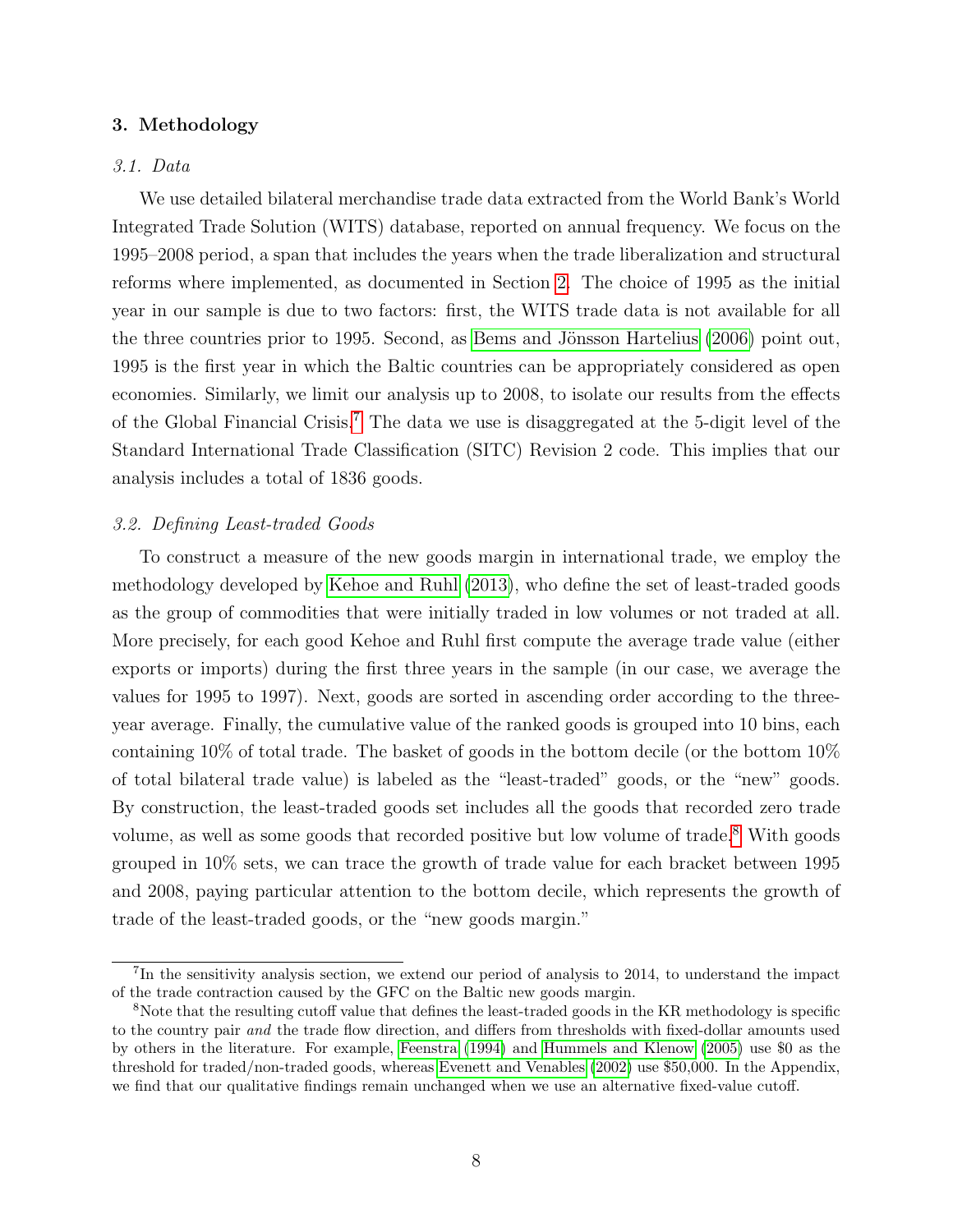## 3. Methodology

### *3.1. Data*

We use detailed bilateral merchandise trade data extracted from the World Bank's World Integrated Trade Solution (WITS) database, reported on annual frequency. We focus on the 1995–2008 period, a span that includes the years when the trade liberalization and structural reforms where implemented, as documented in Section 2. The choice of 1995 as the initial year in our sample is due to two factors: first, the WITS trade data is not available for all the three countries prior to 1995. Second, as Bems and Jönsson Hartelius (2006) point out, 1995 is the first year in which the Baltic countries can be appropriately considered as open economies. Similarly, we limit our analysis up to 2008, to isolate our results from the effects of the Global Financial Crisis.[7] The data we use is disaggregated at the 5-digit level of the Standard International Trade Classification (SITC) Revision 2 code. This implies that our analysis includes a total of 1836 goods.

### *3.2. Defining Least-traded Goods*

To construct a measure of the new goods margin in international trade, we employ the methodology developed by Kehoe and Ruhl (2013), who define the set of least-traded goods as the group of commodities that were initially traded in low volumes or not traded at all. More precisely, for each good Kehoe and Ruhl first compute the average trade value (either exports or imports) during the first three years in the sample (in our case, we average the values for 1995 to 1997). Next, goods are sorted in ascending order according to the three-year average. Finally, the cumulative value of the ranked goods is grouped into 10 bins, each containing 10% of total trade. The basket of goods in the bottom decile (or the bottom 10% of total bilateral trade value) is labeled as the "least-traded" goods, or the "new" goods. By construction, the least-traded goods set includes all the goods that recorded zero trade volume, as well as some goods that recorded positive but low volume of trade.[8] With goods grouped in 10% sets, we can trace the growth of trade value for each bracket between 1995 and 2008, paying particular attention to the bottom decile, which represents the growth of trade of the least-traded goods, or the "new goods margin."

---

[7] In the sensitivity analysis section, we extend our period of analysis to 2014, to understand the impact of the trade contraction caused by the GFC on the Baltic new goods margin.

[8] Note that the resulting cutoff value that defines the least-traded goods in the KR methodology is specific to the country pair *and* the trade flow direction, and differs from thresholds with fixed-dollar amounts used by others in the literature. For example, Feenstra (1994) and Hummels and Klenow (2005) use \$0 as the threshold for traded/non-traded goods, whereas Evenett and Venables (2002) use \$50,000. In the Appendix, we find that our qualitative findings remain unchanged when we use an alternative fixed-value cutoff.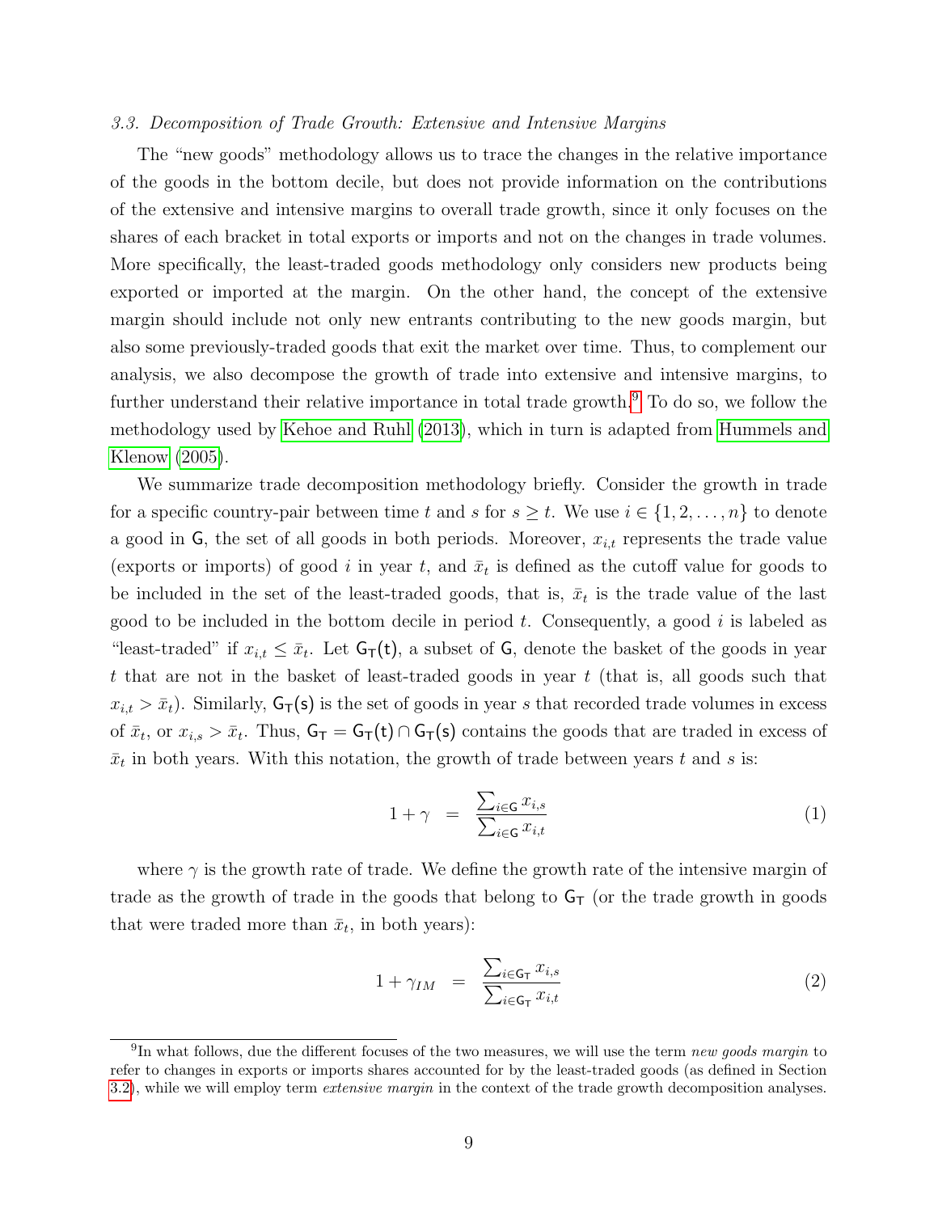### *3.3. Decomposition of Trade Growth: Extensive and Intensive Margins*

The "new goods" methodology allows us to trace the changes in the relative importance of the goods in the bottom decile, but does not provide information on the contributions of the extensive and intensive margins to overall trade growth, since it only focuses on the shares of each bracket in total exports or imports and not on the changes in trade volumes. More specifically, the least-traded goods methodology only considers new products being exported or imported at the margin. On the other hand, the concept of the extensive margin should include not only new entrants contributing to the new goods margin, but also some previously-traded goods that exit the market over time. Thus, to complement our analysis, we also decompose the growth of trade into extensive and intensive margins, to further understand their relative importance in total trade growth.[9] To do so, we follow the methodology used by Kehoe and Ruhl (2013), which in turn is adapted from Hummels and Klenow (2005).

We summarize trade decomposition methodology briefly. Consider the growth in trade for a specific country-pair between time $t$ and $s$ for $s \geq t$. We use $i \in \{1, 2, \ldots, n\}$ to denote a good in $\mathsf{G}$, the set of all goods in both periods. Moreover, $x_{i,t}$ represents the trade value (exports or imports) of good $i$ in year $t$, and $\bar{x}_t$ is defined as the cutoff value for goods to be included in the set of the least-traded goods, that is, $\bar{x}_t$ is the trade value of the last good to be included in the bottom decile in period $t$. Consequently, a good $i$ is labeled as "least-traded" if $x_{i,t} \leq \bar{x}_t$. Let $\mathsf{G_T(t)}$, a subset of $\mathsf{G}$, denote the basket of the goods in year $t$ that are not in the basket of least-traded goods in year $t$ (that is, all goods such that $x_{i,t} > \bar{x}_t$). Similarly, $\mathsf{G_T(s)}$ is the set of goods in year $s$ that recorded trade volumes in excess of $\bar{x}_t$, or $x_{i,s} > \bar{x}_t$. Thus, $\mathsf{G_T} = \mathsf{G_T(t)} \cap \mathsf{G_T(s)}$ contains the goods that are traded in excess of $\bar{x}_t$ in both years. With this notation, the growth of trade between years $t$ and $s$ is:

$$1 + \gamma \quad = \quad \frac{\sum_{i \in \mathsf{G}} x_{i,s}}{\sum_{i \in \mathsf{G}} x_{i,t}} \tag{1}$$

where $\gamma$ is the growth rate of trade. We define the growth rate of the intensive margin of trade as the growth of trade in the goods that belong to $\mathsf{G_T}$ (or the trade growth in goods that were traded more than $\bar{x}_t$, in both years):

$$1 + \gamma_{IM} \quad = \quad \frac{\sum_{i \in \mathsf{G_T}} x_{i,s}}{\sum_{i \in \mathsf{G_T}} x_{i,t}} \tag{2}$$

[9] In what follows, due the different focuses of the two measures, we will use the term *new goods margin* to refer to changes in exports or imports shares accounted for by the least-traded goods (as defined in Section 3.2), while we will employ term *extensive margin* in the context of the trade growth decomposition analyses.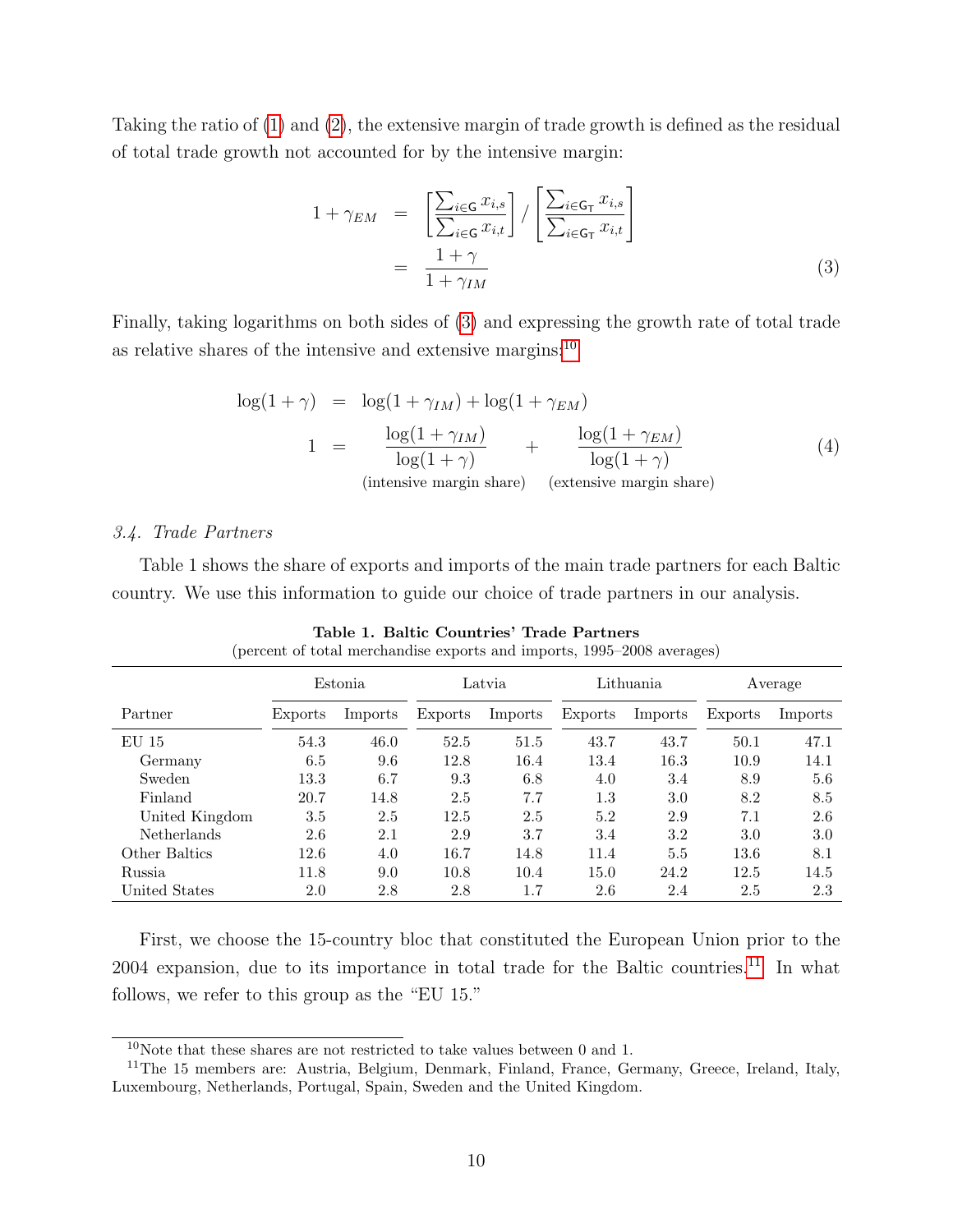Taking the ratio of (1) and (2), the extensive margin of trade growth is defined as the residual of total trade growth not accounted for by the intensive margin:

$$
\begin{aligned}
1 + \gamma_{EM} &= \left[\frac{\sum_{i \in \mathsf{G}} x_{i,s}}{\sum_{i \in \mathsf{G}} x_{i,t}}\right] \Big/ \left[\frac{\sum_{i \in \mathsf{G_T}} x_{i,s}}{\sum_{i \in \mathsf{G_T}} x_{i,t}}\right] \\
&= \frac{1+\gamma}{1+\gamma_{IM}}
\end{aligned} \tag{3}
$$

Finally, taking logarithms on both sides of (3) and expressing the growth rate of total trade as relative shares of the intensive and extensive margins:[10]

$$
\begin{aligned}
\log(1+\gamma) &= \log(1+\gamma_{IM}) + \log(1+\gamma_{EM}) \\
1 &= \underset{\text{(intensive margin share)}}{\frac{\log(1+\gamma_{IM})}{\log(1+\gamma)}} + \underset{\text{(extensive margin share)}}{\frac{\log(1+\gamma_{EM})}{\log(1+\gamma)}}
\end{aligned} \tag{4}
$$

### *3.4. Trade Partners*

Table 1 shows the share of exports and imports of the main trade partners for each Baltic country. We use this information to guide our choice of trade partners in our analysis.

**Table 1. Baltic Countries' Trade Partners**
(percent of total merchandise exports and imports, 1995–2008 averages)

| | Estonia | | Latvia | | Lithuania | | Average | |
|---|---|---|---|---|---|---|---|---|
| Partner | Exports | Imports | Exports | Imports | Exports | Imports | Exports | Imports |
| EU 15 | 54.3 | 46.0 | 52.5 | 51.5 | 43.7 | 43.7 | 50.1 | 47.1 |
| Germany | 6.5 | 9.6 | 12.8 | 16.4 | 13.4 | 16.3 | 10.9 | 14.1 |
| Sweden | 13.3 | 6.7 | 9.3 | 6.8 | 4.0 | 3.4 | 8.9 | 5.6 |
| Finland | 20.7 | 14.8 | 2.5 | 7.7 | 1.3 | 3.0 | 8.2 | 8.5 |
| United Kingdom | 3.5 | 2.5 | 12.5 | 2.5 | 5.2 | 2.9 | 7.1 | 2.6 |
| Netherlands | 2.6 | 2.1 | 2.9 | 3.7 | 3.4 | 3.2 | 3.0 | 3.0 |
| Other Baltics | 12.6 | 4.0 | 16.7 | 14.8 | 11.4 | 5.5 | 13.6 | 8.1 |
| Russia | 11.8 | 9.0 | 10.8 | 10.4 | 15.0 | 24.2 | 12.5 | 14.5 |
| United States | 2.0 | 2.8 | 2.8 | 1.7 | 2.6 | 2.4 | 2.5 | 2.3 |

First, we choose the 15-country bloc that constituted the European Union prior to the 2004 expansion, due to its importance in total trade for the Baltic countries.[11] In what follows, we refer to this group as the "EU 15."

[10] Note that these shares are not restricted to take values between 0 and 1.

[11] The 15 members are: Austria, Belgium, Denmark, Finland, France, Germany, Greece, Ireland, Italy, Luxembourg, Netherlands, Portugal, Spain, Sweden and the United Kingdom.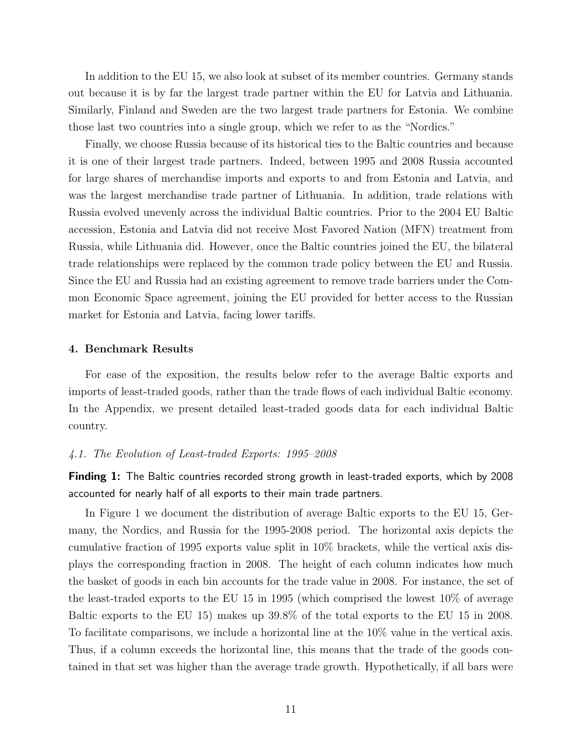In addition to the EU 15, we also look at subset of its member countries. Germany stands out because it is by far the largest trade partner within the EU for Latvia and Lithuania. Similarly, Finland and Sweden are the two largest trade partners for Estonia. We combine those last two countries into a single group, which we refer to as the "Nordics."

Finally, we choose Russia because of its historical ties to the Baltic countries and because it is one of their largest trade partners. Indeed, between 1995 and 2008 Russia accounted for large shares of merchandise imports and exports to and from Estonia and Latvia, and was the largest merchandise trade partner of Lithuania. In addition, trade relations with Russia evolved unevenly across the individual Baltic countries. Prior to the 2004 EU Baltic accession, Estonia and Latvia did not receive Most Favored Nation (MFN) treatment from Russia, while Lithuania did. However, once the Baltic countries joined the EU, the bilateral trade relationships were replaced by the common trade policy between the EU and Russia. Since the EU and Russia had an existing agreement to remove trade barriers under the Common Economic Space agreement, joining the EU provided for better access to the Russian market for Estonia and Latvia, facing lower tariffs.

## 4. Benchmark Results

For ease of the exposition, the results below refer to the average Baltic exports and imports of least-traded goods, rather than the trade flows of each individual Baltic economy. In the Appendix, we present detailed least-traded goods data for each individual Baltic country.

### *4.1. The Evolution of Least-traded Exports: 1995–2008*

**Finding 1:** The Baltic countries recorded strong growth in least-traded exports, which by 2008 accounted for nearly half of all exports to their main trade partners.

In Figure 1 we document the distribution of average Baltic exports to the EU 15, Germany, the Nordics, and Russia for the 1995-2008 period. The horizontal axis depicts the cumulative fraction of 1995 exports value split in 10% brackets, while the vertical axis displays the corresponding fraction in 2008. The height of each column indicates how much the basket of goods in each bin accounts for the trade value in 2008. For instance, the set of the least-traded exports to the EU 15 in 1995 (which comprised the lowest 10% of average Baltic exports to the EU 15) makes up 39.8% of the total exports to the EU 15 in 2008. To facilitate comparisons, we include a horizontal line at the 10% value in the vertical axis. Thus, if a column exceeds the horizontal line, this means that the trade of the goods contained in that set was higher than the average trade growth. Hypothetically, if all bars were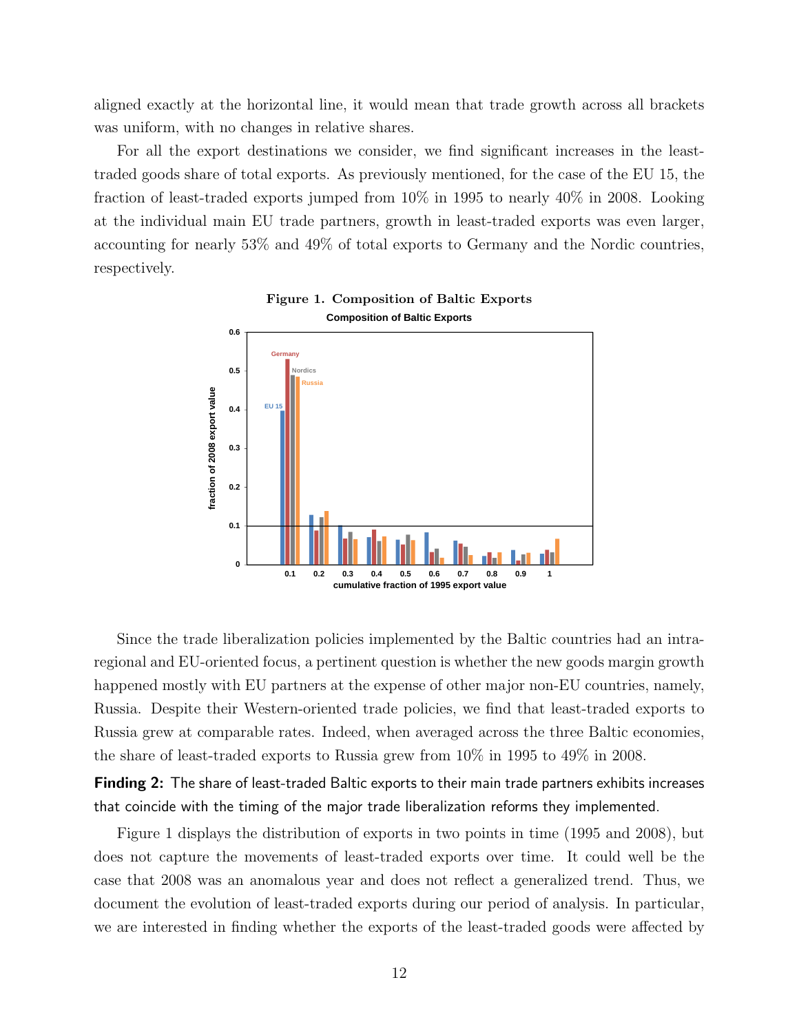aligned exactly at the horizontal line, it would mean that trade growth across all brackets was uniform, with no changes in relative shares.

For all the export destinations we consider, we find significant increases in the least-traded goods share of total exports. As previously mentioned, for the case of the EU 15, the fraction of least-traded exports jumped from 10% in 1995 to nearly 40% in 2008. Looking at the individual main EU trade partners, growth in least-traded exports was even larger, accounting for nearly 53% and 49% of total exports to Germany and the Nordic countries, respectively.

**Figure 1. Composition of Baltic Exports**

Since the trade liberalization policies implemented by the Baltic countries had an intra-regional and EU-oriented focus, a pertinent question is whether the new goods margin growth happened mostly with EU partners at the expense of other major non-EU countries, namely, Russia. Despite their Western-oriented trade policies, we find that least-traded exports to Russia grew at comparable rates. Indeed, when averaged across the three Baltic economies, the share of least-traded exports to Russia grew from 10% in 1995 to 49% in 2008.

**Finding 2:** The share of least-traded Baltic exports to their main trade partners exhibits increases that coincide with the timing of the major trade liberalization reforms they implemented.

Figure 1 displays the distribution of exports in two points in time (1995 and 2008), but does not capture the movements of least-traded exports over time. It could well be the case that 2008 was an anomalous year and does not reflect a generalized trend. Thus, we document the evolution of least-traded exports during our period of analysis. In particular, we are interested in finding whether the exports of the least-traded goods were affected by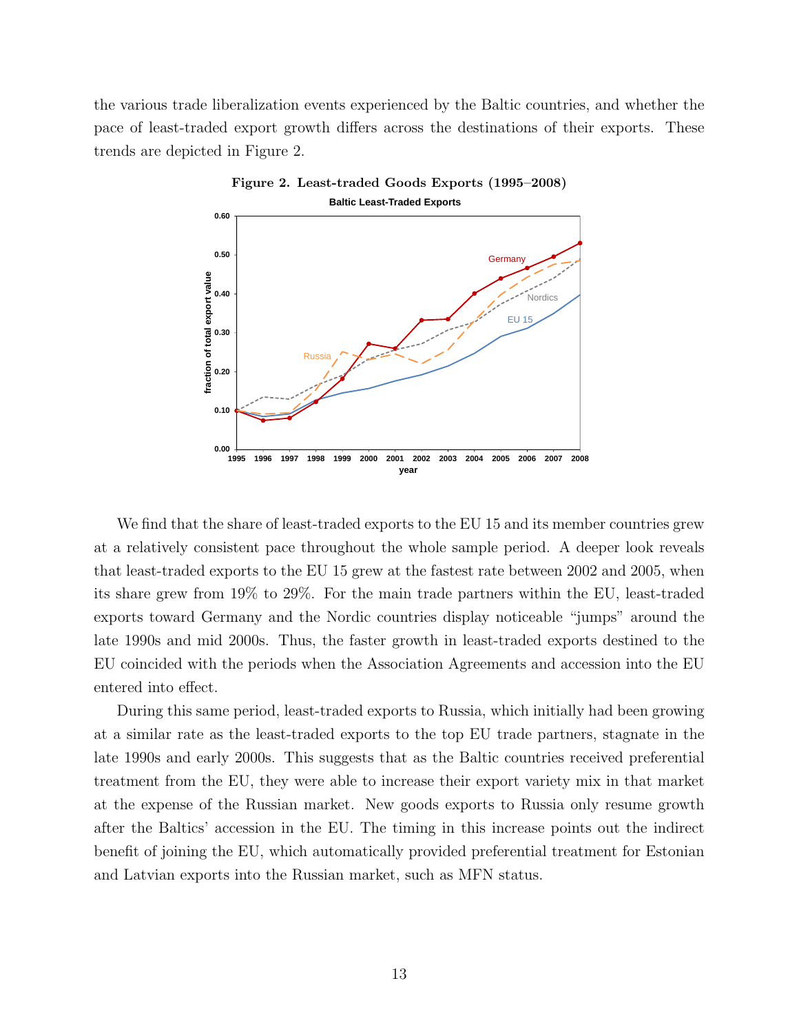the various trade liberalization events experienced by the Baltic countries, and whether the pace of least-traded export growth differs across the destinations of their exports. These trends are depicted in Figure 2.

**Figure 2. Least-traded Goods Exports (1995–2008)**

We find that the share of least-traded exports to the EU 15 and its member countries grew at a relatively consistent pace throughout the whole sample period. A deeper look reveals that least-traded exports to the EU 15 grew at the fastest rate between 2002 and 2005, when its share grew from 19% to 29%. For the main trade partners within the EU, least-traded exports toward Germany and the Nordic countries display noticeable "jumps" around the late 1990s and mid 2000s. Thus, the faster growth in least-traded exports destined to the EU coincided with the periods when the Association Agreements and accession into the EU entered into effect.

During this same period, least-traded exports to Russia, which initially had been growing at a similar rate as the least-traded exports to the top EU trade partners, stagnate in the late 1990s and early 2000s. This suggests that as the Baltic countries received preferential treatment from the EU, they were able to increase their export variety mix in that market at the expense of the Russian market. New goods exports to Russia only resume growth after the Baltics' accession in the EU. The timing in this increase points out the indirect benefit of joining the EU, which automatically provided preferential treatment for Estonian and Latvian exports into the Russian market, such as MFN status.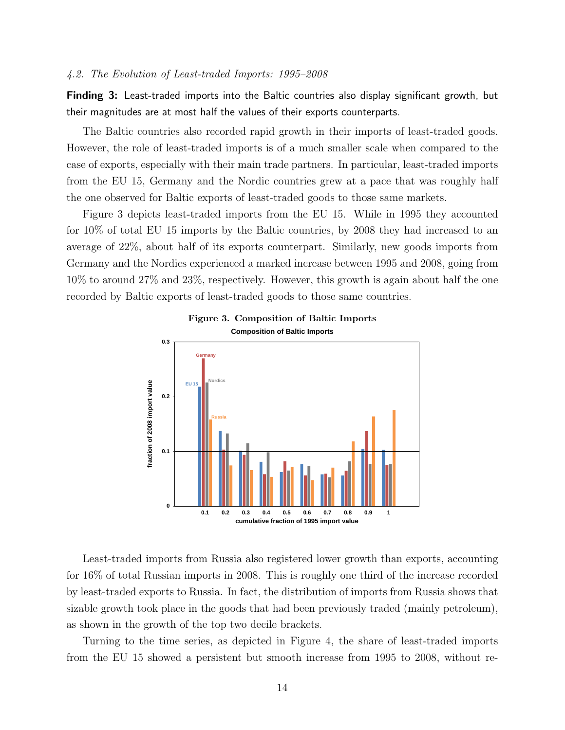*4.2. The Evolution of Least-traded Imports: 1995–2008*

**Finding 3:** Least-traded imports into the Baltic countries also display significant growth, but their magnitudes are at most half the values of their exports counterparts.

The Baltic countries also recorded rapid growth in their imports of least-traded goods. However, the role of least-traded imports is of a much smaller scale when compared to the case of exports, especially with their main trade partners. In particular, least-traded imports from the EU 15, Germany and the Nordic countries grew at a pace that was roughly half the one observed for Baltic exports of least-traded goods to those same markets.

Figure 3 depicts least-traded imports from the EU 15. While in 1995 they accounted for 10% of total EU 15 imports by the Baltic countries, by 2008 they had increased to an average of 22%, about half of its exports counterpart. Similarly, new goods imports from Germany and the Nordics experienced a marked increase between 1995 and 2008, going from 10% to around 27% and 23%, respectively. However, this growth is again about half the one recorded by Baltic exports of least-traded goods to those same countries.

**Figure 3. Composition of Baltic Imports**

Least-traded imports from Russia also registered lower growth than exports, accounting for 16% of total Russian imports in 2008. This is roughly one third of the increase recorded by least-traded exports to Russia. In fact, the distribution of imports from Russia shows that sizable growth took place in the goods that had been previously traded (mainly petroleum), as shown in the growth of the top two decile brackets.

Turning to the time series, as depicted in Figure 4, the share of least-traded imports from the EU 15 showed a persistent but smooth increase from 1995 to 2008, without re-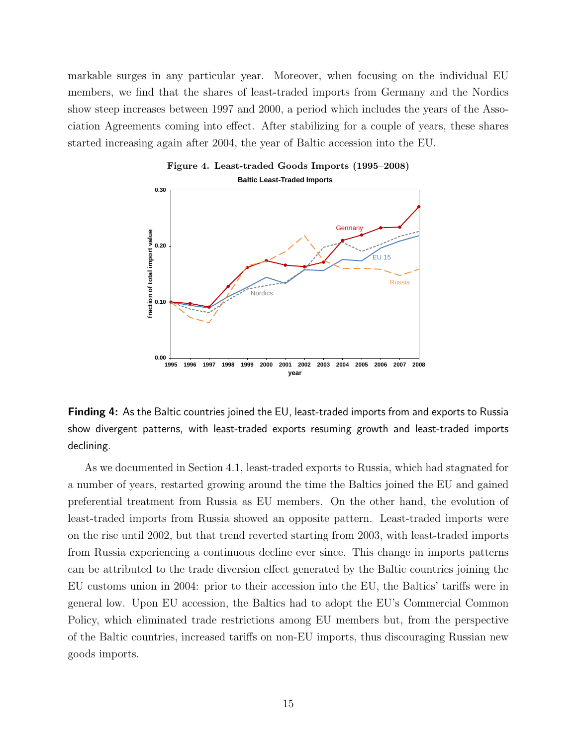markable surges in any particular year. Moreover, when focusing on the individual EU members, we find that the shares of least-traded imports from Germany and the Nordics show steep increases between 1997 and 2000, a period which includes the years of the Association Agreements coming into effect. After stabilizing for a couple of years, these shares started increasing again after 2004, the year of Baltic accession into the EU.

**Figure 4. Least-traded Goods Imports (1995–2008)**

**Finding 4:** As the Baltic countries joined the EU, least-traded imports from and exports to Russia show divergent patterns, with least-traded exports resuming growth and least-traded imports declining.

As we documented in Section 4.1, least-traded exports to Russia, which had stagnated for a number of years, restarted growing around the time the Baltics joined the EU and gained preferential treatment from Russia as EU members. On the other hand, the evolution of least-traded imports from Russia showed an opposite pattern. Least-traded imports were on the rise until 2002, but that trend reverted starting from 2003, with least-traded imports from Russia experiencing a continuous decline ever since. This change in imports patterns can be attributed to the trade diversion effect generated by the Baltic countries joining the EU customs union in 2004: prior to their accession into the EU, the Baltics' tariffs were in general low. Upon EU accession, the Baltics had to adopt the EU's Commercial Common Policy, which eliminated trade restrictions among EU members but, from the perspective of the Baltic countries, increased tariffs on non-EU imports, thus discouraging Russian new goods imports.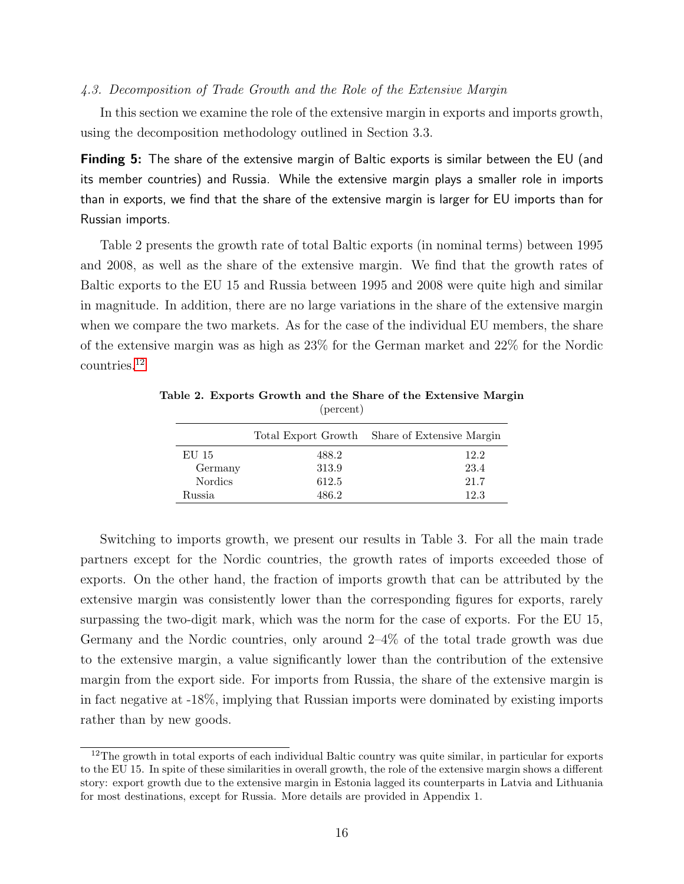### *4.3. Decomposition of Trade Growth and the Role of the Extensive Margin*

In this section we examine the role of the extensive margin in exports and imports growth, using the decomposition methodology outlined in Section 3.3.

**Finding 5:** The share of the extensive margin of Baltic exports is similar between the EU (and its member countries) and Russia. While the extensive margin plays a smaller role in imports than in exports, we find that the share of the extensive margin is larger for EU imports than for Russian imports.

Table 2 presents the growth rate of total Baltic exports (in nominal terms) between 1995 and 2008, as well as the share of the extensive margin. We find that the growth rates of Baltic exports to the EU 15 and Russia between 1995 and 2008 were quite high and similar in magnitude. In addition, there are no large variations in the share of the extensive margin when we compare the two markets. As for the case of the individual EU members, the share of the extensive margin was as high as 23% for the German market and 22% for the Nordic countries.[12]

**Table 2. Exports Growth and the Share of the Extensive Margin**
(percent)

| | Total Export Growth | Share of Extensive Margin |
|---|---|---|
| EU 15 | 488.2 | 12.2 |
| Germany | 313.9 | 23.4 |
| Nordics | 612.5 | 21.7 |
| Russia | 486.2 | 12.3 |

Switching to imports growth, we present our results in Table 3. For all the main trade partners except for the Nordic countries, the growth rates of imports exceeded those of exports. On the other hand, the fraction of imports growth that can be attributed by the extensive margin was consistently lower than the corresponding figures for exports, rarely surpassing the two-digit mark, which was the norm for the case of exports. For the EU 15, Germany and the Nordic countries, only around 2–4% of the total trade growth was due to the extensive margin, a value significantly lower than the contribution of the extensive margin from the export side. For imports from Russia, the share of the extensive margin is in fact negative at -18%, implying that Russian imports were dominated by existing imports rather than by new goods.

[12] The growth in total exports of each individual Baltic country was quite similar, in particular for exports to the EU 15. In spite of these similarities in overall growth, the role of the extensive margin shows a different story: export growth due to the extensive margin in Estonia lagged its counterparts in Latvia and Lithuania for most destinations, except for Russia. More details are provided in Appendix 1.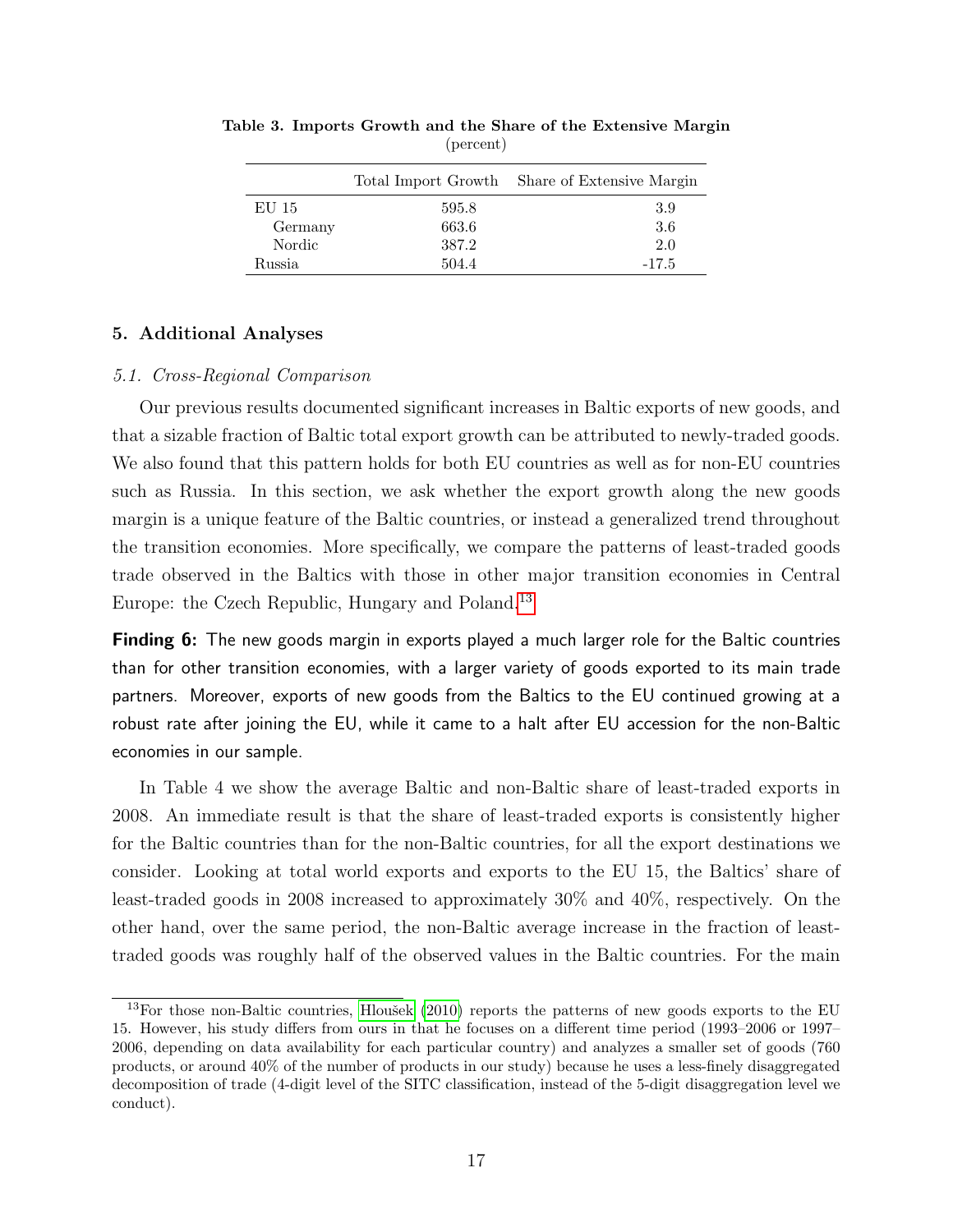**Table 3. Imports Growth and the Share of the Extensive Margin**
(percent)

| | Total Import Growth | Share of Extensive Margin |
|---|---|---|
| EU 15 | 595.8 | 3.9 |
| Germany | 663.6 | 3.6 |
| Nordic | 387.2 | 2.0 |
| Russia | 504.4 | -17.5 |

## 5. Additional Analyses

### *5.1. Cross-Regional Comparison*

Our previous results documented significant increases in Baltic exports of new goods, and that a sizable fraction of Baltic total export growth can be attributed to newly-traded goods. We also found that this pattern holds for both EU countries as well as for non-EU countries such as Russia. In this section, we ask whether the export growth along the new goods margin is a unique feature of the Baltic countries, or instead a generalized trend throughout the transition economies. More specifically, we compare the patterns of least-traded goods trade observed in the Baltics with those in other major transition economies in Central Europe: the Czech Republic, Hungary and Poland.[13]

**Finding 6:** The new goods margin in exports played a much larger role for the Baltic countries than for other transition economies, with a larger variety of goods exported to its main trade partners. Moreover, exports of new goods from the Baltics to the EU continued growing at a robust rate after joining the EU, while it came to a halt after EU accession for the non-Baltic economies in our sample.

In Table 4 we show the average Baltic and non-Baltic share of least-traded exports in 2008. An immediate result is that the share of least-traded exports is consistently higher for the Baltic countries than for the non-Baltic countries, for all the export destinations we consider. Looking at total world exports and exports to the EU 15, the Baltics' share of least-traded goods in 2008 increased to approximately 30% and 40%, respectively. On the other hand, over the same period, the non-Baltic average increase in the fraction of least-traded goods was roughly half of the observed values in the Baltic countries. For the main

[13] For those non-Baltic countries, Hloušek (2010) reports the patterns of new goods exports to the EU 15. However, his study differs from ours in that he focuses on a different time period (1993–2006 or 1997–2006, depending on data availability for each particular country) and analyzes a smaller set of goods (760 products, or around 40% of the number of products in our study) because he uses a less-finely disaggregated decomposition of trade (4-digit level of the SITC classification, instead of the 5-digit disaggregation level we conduct).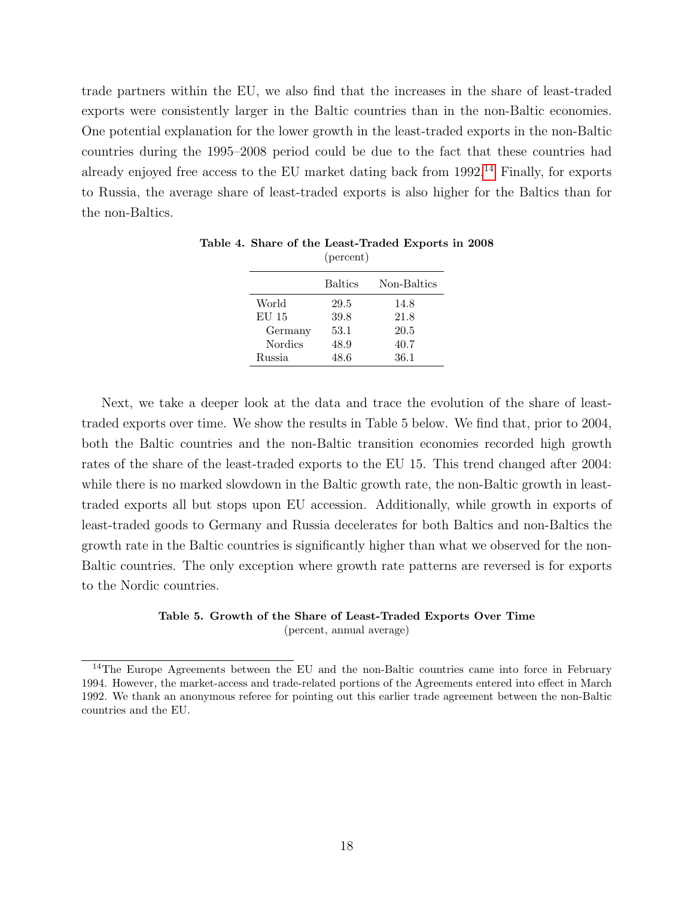trade partners within the EU, we also find that the increases in the share of least-traded exports were consistently larger in the Baltic countries than in the non-Baltic economies. One potential explanation for the lower growth in the least-traded exports in the non-Baltic countries during the 1995–2008 period could be due to the fact that these countries had already enjoyed free access to the EU market dating back from 1992.[14] Finally, for exports to Russia, the average share of least-traded exports is also higher for the Baltics than for the non-Baltics.

**Table 4. Share of the Least-Traded Exports in 2008**
(percent)

| | Baltics | Non-Baltics |
|---|---|---|
| World | 29.5 | 14.8 |
| EU 15 | 39.8 | 21.8 |
| Germany | 53.1 | 20.5 |
| Nordics | 48.9 | 40.7 |
| Russia | 48.6 | 36.1 |

Next, we take a deeper look at the data and trace the evolution of the share of least-traded exports over time. We show the results in Table 5 below. We find that, prior to 2004, both the Baltic countries and the non-Baltic transition economies recorded high growth rates of the share of the least-traded exports to the EU 15. This trend changed after 2004: while there is no marked slowdown in the Baltic growth rate, the non-Baltic growth in least-traded exports all but stops upon EU accession. Additionally, while growth in exports of least-traded goods to Germany and Russia decelerates for both Baltics and non-Baltics the growth rate in the Baltic countries is significantly higher than what we observed for the non-Baltic countries. The only exception where growth rate patterns are reversed is for exports to the Nordic countries.

**Table 5. Growth of the Share of Least-Traded Exports Over Time**
(percent, annual average)

[14] The Europe Agreements between the EU and the non-Baltic countries came into force in February 1994. However, the market-access and trade-related portions of the Agreements entered into effect in March 1992. We thank an anonymous referee for pointing out this earlier trade agreement between the non-Baltic countries and the EU.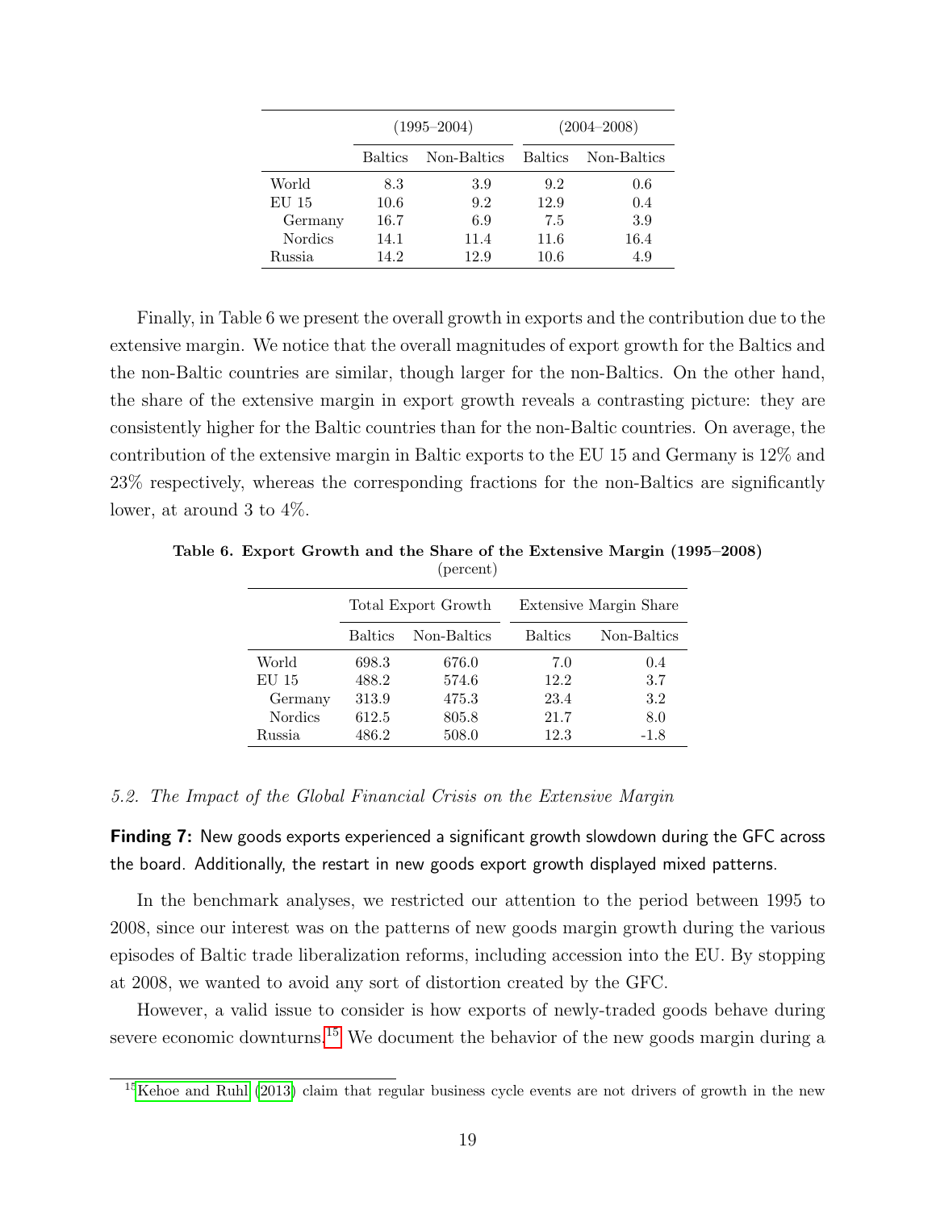| | (1995–2004) | | (2004–2008) | |
|---|---|---|---|---|
| | Baltics | Non-Baltics | Baltics | Non-Baltics |
| World | 8.3 | 3.9 | 9.2 | 0.6 |
| EU 15 | 10.6 | 9.2 | 12.9 | 0.4 |
| Germany | 16.7 | 6.9 | 7.5 | 3.9 |
| Nordics | 14.1 | 11.4 | 11.6 | 16.4 |
| Russia | 14.2 | 12.9 | 10.6 | 4.9 |

Finally, in Table 6 we present the overall growth in exports and the contribution due to the extensive margin. We notice that the overall magnitudes of export growth for the Baltics and the non-Baltic countries are similar, though larger for the non-Baltics. On the other hand, the share of the extensive margin in export growth reveals a contrasting picture: they are consistently higher for the Baltic countries than for the non-Baltic countries. On average, the contribution of the extensive margin in Baltic exports to the EU 15 and Germany is 12% and 23% respectively, whereas the corresponding fractions for the non-Baltics are significantly lower, at around 3 to 4%.

**Table 6. Export Growth and the Share of the Extensive Margin (1995–2008)**
(percent)

| | Total Export Growth | | Extensive Margin Share | |
|---|---|---|---|---|
| | Baltics | Non-Baltics | Baltics | Non-Baltics |
| World | 698.3 | 676.0 | 7.0 | 0.4 |
| EU 15 | 488.2 | 574.6 | 12.2 | 3.7 |
| Germany | 313.9 | 475.3 | 23.4 | 3.2 |
| Nordics | 612.5 | 805.8 | 21.7 | 8.0 |
| Russia | 486.2 | 508.0 | 12.3 | -1.8 |

### *5.2. The Impact of the Global Financial Crisis on the Extensive Margin*

**Finding 7:** New goods exports experienced a significant growth slowdown during the GFC across the board. Additionally, the restart in new goods export growth displayed mixed patterns.

In the benchmark analyses, we restricted our attention to the period between 1995 to 2008, since our interest was on the patterns of new goods margin growth during the various episodes of Baltic trade liberalization reforms, including accession into the EU. By stopping at 2008, we wanted to avoid any sort of distortion created by the GFC.

However, a valid issue to consider is how exports of newly-traded goods behave during severe economic downturns.[15] We document the behavior of the new goods margin during a

[15] Kehoe and Ruhl (2013) claim that regular business cycle events are not drivers of growth in the new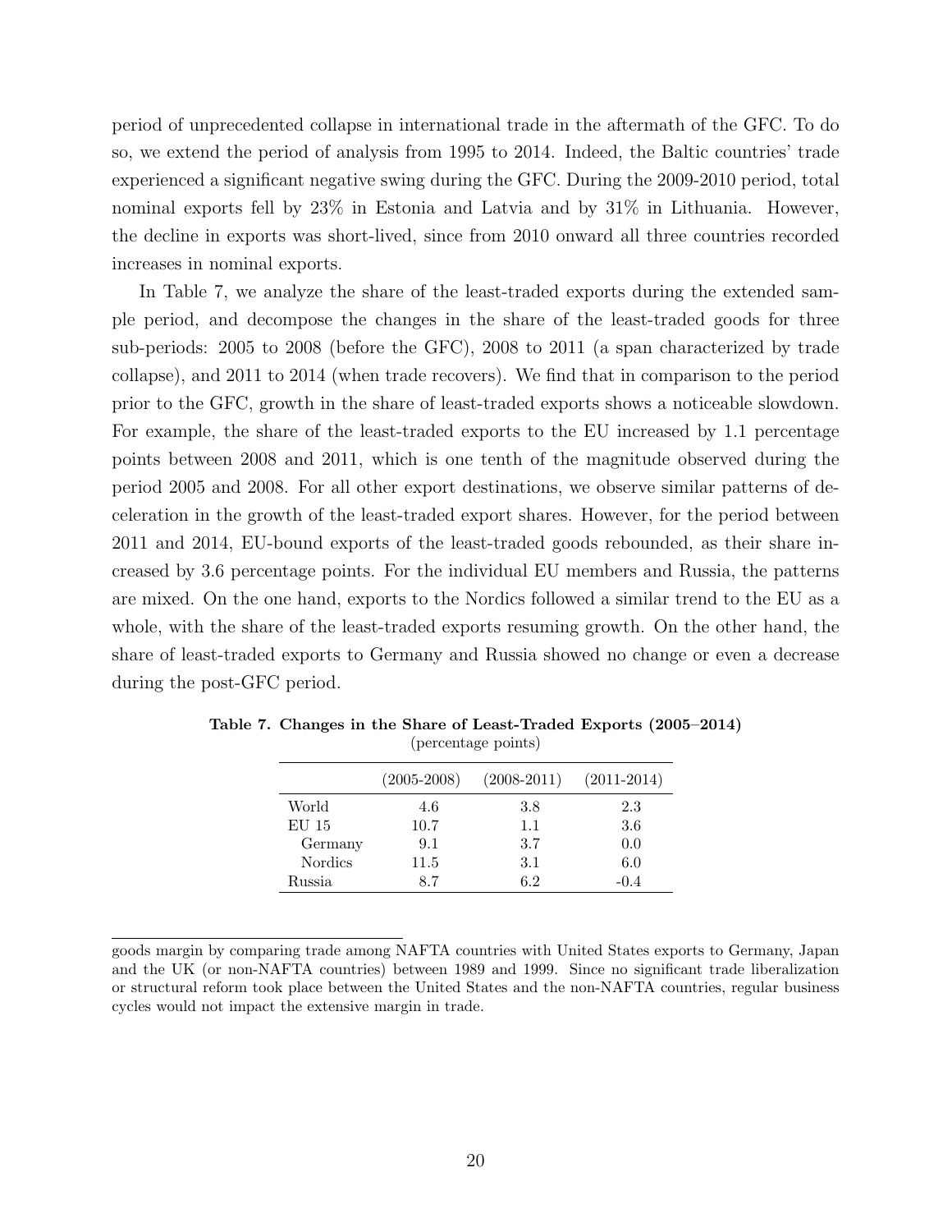period of unprecedented collapse in international trade in the aftermath of the GFC. To do so, we extend the period of analysis from 1995 to 2014. Indeed, the Baltic countries' trade experienced a significant negative swing during the GFC. During the 2009-2010 period, total nominal exports fell by 23% in Estonia and Latvia and by 31% in Lithuania. However, the decline in exports was short-lived, since from 2010 onward all three countries recorded increases in nominal exports.

In Table 7, we analyze the share of the least-traded exports during the extended sample period, and decompose the changes in the share of the least-traded goods for three sub-periods: 2005 to 2008 (before the GFC), 2008 to 2011 (a span characterized by trade collapse), and 2011 to 2014 (when trade recovers). We find that in comparison to the period prior to the GFC, growth in the share of least-traded exports shows a noticeable slowdown. For example, the share of the least-traded exports to the EU increased by 1.1 percentage points between 2008 and 2011, which is one tenth of the magnitude observed during the period 2005 and 2008. For all other export destinations, we observe similar patterns of deceleration in the growth of the least-traded export shares. However, for the period between 2011 and 2014, EU-bound exports of the least-traded goods rebounded, as their share increased by 3.6 percentage points. For the individual EU members and Russia, the patterns are mixed. On the one hand, exports to the Nordics followed a similar trend to the EU as a whole, with the share of the least-traded exports resuming growth. On the other hand, the share of least-traded exports to Germany and Russia showed no change or even a decrease during the post-GFC period.

**Table 7. Changes in the Share of Least-Traded Exports (2005–2014)**
(percentage points)

| | (2005-2008) | (2008-2011) | (2011-2014) |
|---|---|---|---|
| World | 4.6 | 3.8 | 2.3 |
| EU 15 | 10.7 | 1.1 | 3.6 |
| Germany | 9.1 | 3.7 | 0.0 |
| Nordics | 11.5 | 3.1 | 6.0 |
| Russia | 8.7 | 6.2 | -0.4 |

goods margin by comparing trade among NAFTA countries with United States exports to Germany, Japan and the UK (or non-NAFTA countries) between 1989 and 1999. Since no significant trade liberalization or structural reform took place between the United States and the non-NAFTA countries, regular business cycles would not impact the extensive margin in trade.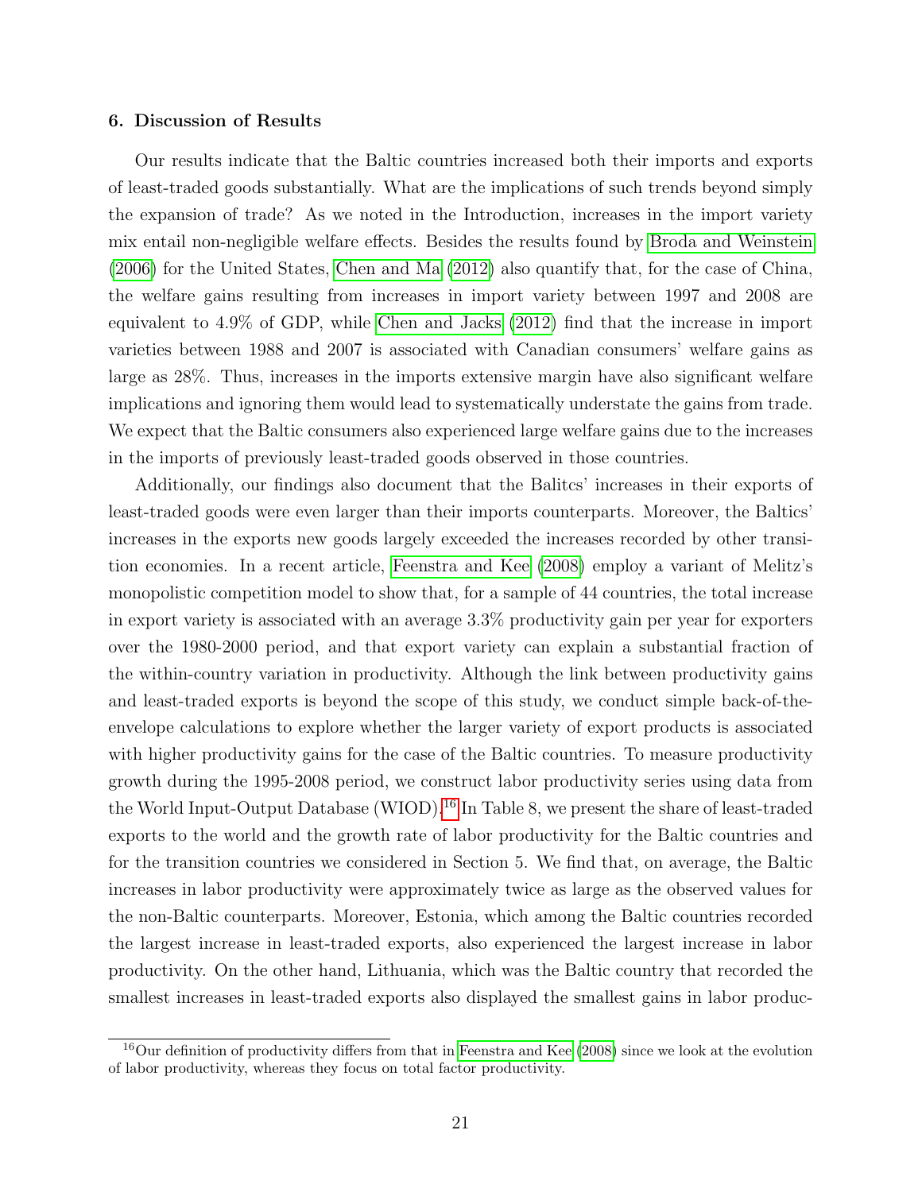### 6. Discussion of Results

Our results indicate that the Baltic countries increased both their imports and exports of least-traded goods substantially. What are the implications of such trends beyond simply the expansion of trade? As we noted in the Introduction, increases in the import variety mix entail non-negligible welfare effects. Besides the results found by Broda and Weinstein (2006) for the United States, Chen and Ma (2012) also quantify that, for the case of China, the welfare gains resulting from increases in import variety between 1997 and 2008 are equivalent to 4.9% of GDP, while Chen and Jacks (2012) find that the increase in import varieties between 1988 and 2007 is associated with Canadian consumers' welfare gains as large as 28%. Thus, increases in the imports extensive margin have also significant welfare implications and ignoring them would lead to systematically understate the gains from trade. We expect that the Baltic consumers also experienced large welfare gains due to the increases in the imports of previously least-traded goods observed in those countries.

Additionally, our findings also document that the Balitcs' increases in their exports of least-traded goods were even larger than their imports counterparts. Moreover, the Baltics' increases in the exports new goods largely exceeded the increases recorded by other transition economies. In a recent article, Feenstra and Kee (2008) employ a variant of Melitz's monopolistic competition model to show that, for a sample of 44 countries, the total increase in export variety is associated with an average 3.3% productivity gain per year for exporters over the 1980-2000 period, and that export variety can explain a substantial fraction of the within-country variation in productivity. Although the link between productivity gains and least-traded exports is beyond the scope of this study, we conduct simple back-of-the-envelope calculations to explore whether the larger variety of export products is associated with higher productivity gains for the case of the Baltic countries. To measure productivity growth during the 1995-2008 period, we construct labor productivity series using data from the World Input-Output Database (WIOD).[16] In Table 8, we present the share of least-traded exports to the world and the growth rate of labor productivity for the Baltic countries and for the transition countries we considered in Section 5. We find that, on average, the Baltic increases in labor productivity were approximately twice as large as the observed values for the non-Baltic counterparts. Moreover, Estonia, which among the Baltic countries recorded the largest increase in least-traded exports, also experienced the largest increase in labor productivity. On the other hand, Lithuania, which was the Baltic country that recorded the smallest increases in least-traded exports also displayed the smallest gains in labor produc-

[16] Our definition of productivity differs from that in Feenstra and Kee (2008) since we look at the evolution of labor productivity, whereas they focus on total factor productivity.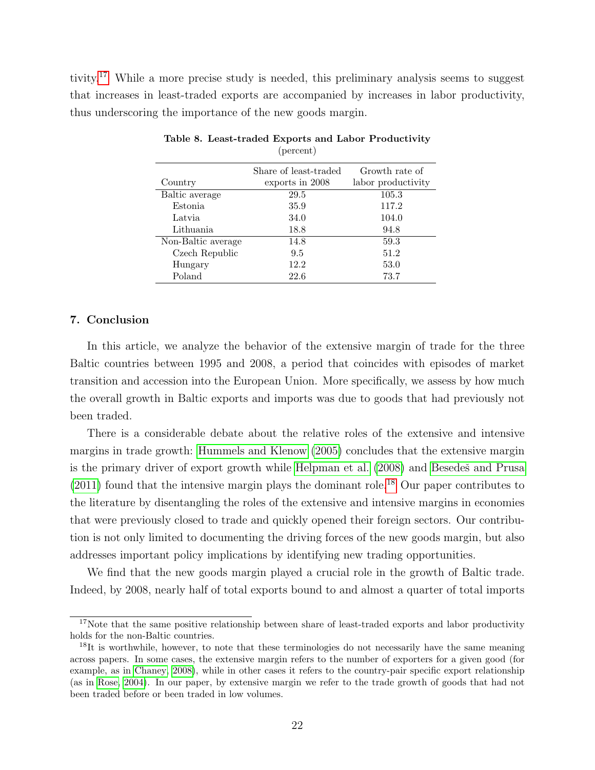tivity.[17] While a more precise study is needed, this preliminary analysis seems to suggest that increases in least-traded exports are accompanied by increases in labor productivity, thus underscoring the importance of the new goods margin.

**Table 8. Least-traded Exports and Labor Productivity**
(percent)

| Country | Share of least-traded exports in 2008 | Growth rate of labor productivity |
|---|---|---|
| Baltic average | 29.5 | 105.3 |
| Estonia | 35.9 | 117.2 |
| Latvia | 34.0 | 104.0 |
| Lithuania | 18.8 | 94.8 |
| Non-Baltic average | 14.8 | 59.3 |
| Czech Republic | 9.5 | 51.2 |
| Hungary | 12.2 | 53.0 |
| Poland | 22.6 | 73.7 |

## 7. Conclusion

In this article, we analyze the behavior of the extensive margin of trade for the three Baltic countries between 1995 and 2008, a period that coincides with episodes of market transition and accession into the European Union. More specifically, we assess by how much the overall growth in Baltic exports and imports was due to goods that had previously not been traded.

There is a considerable debate about the relative roles of the extensive and intensive margins in trade growth: Hummels and Klenow (2005) concludes that the extensive margin is the primary driver of export growth while Helpman et al. (2008) and Besedeš and Prusa (2011) found that the intensive margin plays the dominant role.[18] Our paper contributes to the literature by disentangling the roles of the extensive and intensive margins in economies that were previously closed to trade and quickly opened their foreign sectors. Our contribution is not only limited to documenting the driving forces of the new goods margin, but also addresses important policy implications by identifying new trading opportunities.

We find that the new goods margin played a crucial role in the growth of Baltic trade. Indeed, by 2008, nearly half of total exports bound to and almost a quarter of total imports

[17] Note that the same positive relationship between share of least-traded exports and labor productivity holds for the non-Baltic countries.

[18] It is worthwhile, however, to note that these terminologies do not necessarily have the same meaning across papers. In some cases, the extensive margin refers to the number of exporters for a given good (for example, as in Chaney, 2008), while in other cases it refers to the country-pair specific export relationship (as in Rose, 2004). In our paper, by extensive margin we refer to the trade growth of goods that had not been traded before or been traded in low volumes.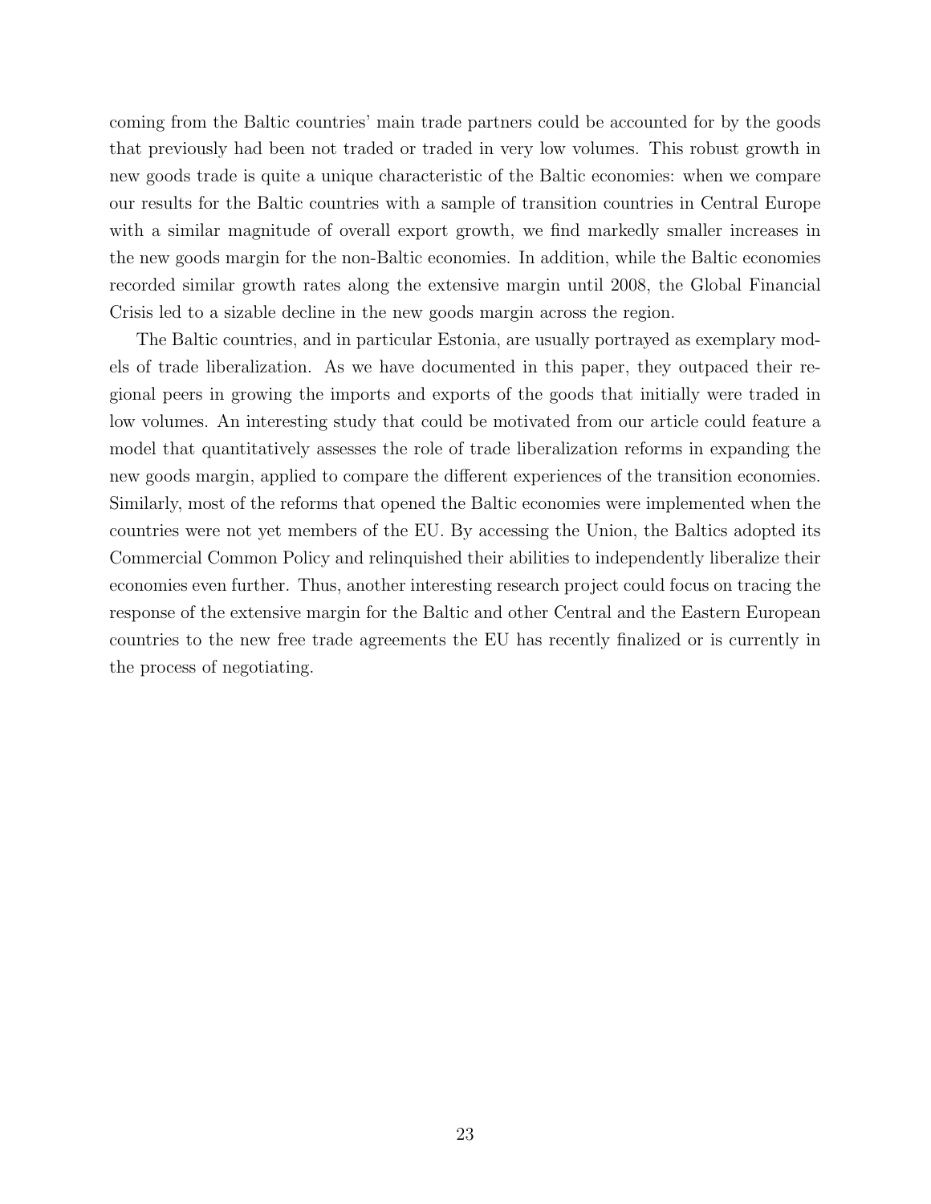coming from the Baltic countries' main trade partners could be accounted for by the goods that previously had been not traded or traded in very low volumes. This robust growth in new goods trade is quite a unique characteristic of the Baltic economies: when we compare our results for the Baltic countries with a sample of transition countries in Central Europe with a similar magnitude of overall export growth, we find markedly smaller increases in the new goods margin for the non-Baltic economies. In addition, while the Baltic economies recorded similar growth rates along the extensive margin until 2008, the Global Financial Crisis led to a sizable decline in the new goods margin across the region.

The Baltic countries, and in particular Estonia, are usually portrayed as exemplary models of trade liberalization. As we have documented in this paper, they outpaced their regional peers in growing the imports and exports of the goods that initially were traded in low volumes. An interesting study that could be motivated from our article could feature a model that quantitatively assesses the role of trade liberalization reforms in expanding the new goods margin, applied to compare the different experiences of the transition economies. Similarly, most of the reforms that opened the Baltic economies were implemented when the countries were not yet members of the EU. By accessing the Union, the Baltics adopted its Commercial Common Policy and relinquished their abilities to independently liberalize their economies even further. Thus, another interesting research project could focus on tracing the response of the extensive margin for the Baltic and other Central and the Eastern European countries to the new free trade agreements the EU has recently finalized or is currently in the process of negotiating.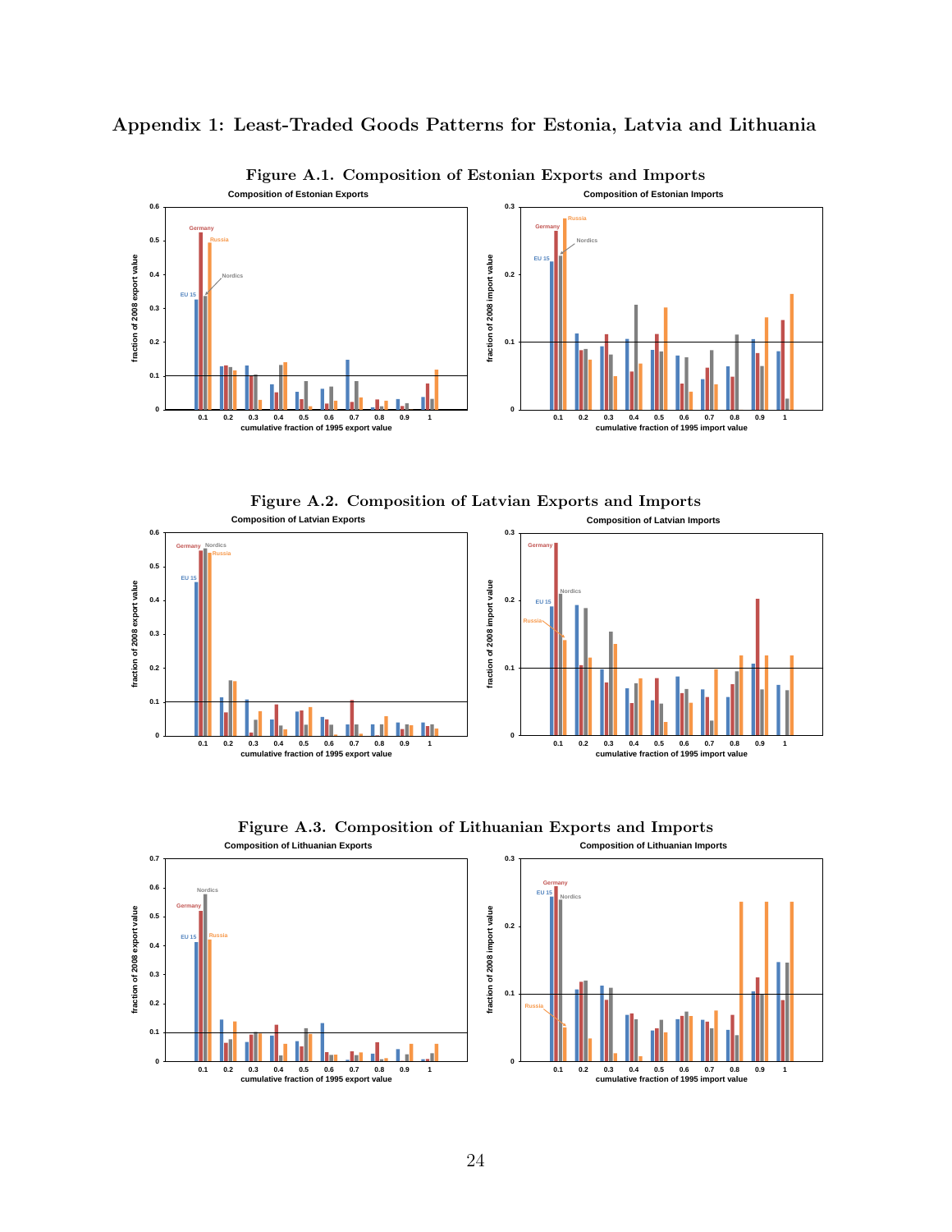# Appendix 1: Least-Traded Goods Patterns for Estonia, Latvia and Lithuania

**Figure A.1. Composition of Estonian Exports and Imports**

**Figure A.2. Composition of Latvian Exports and Imports**

**Figure A.3. Composition of Lithuanian Exports and Imports**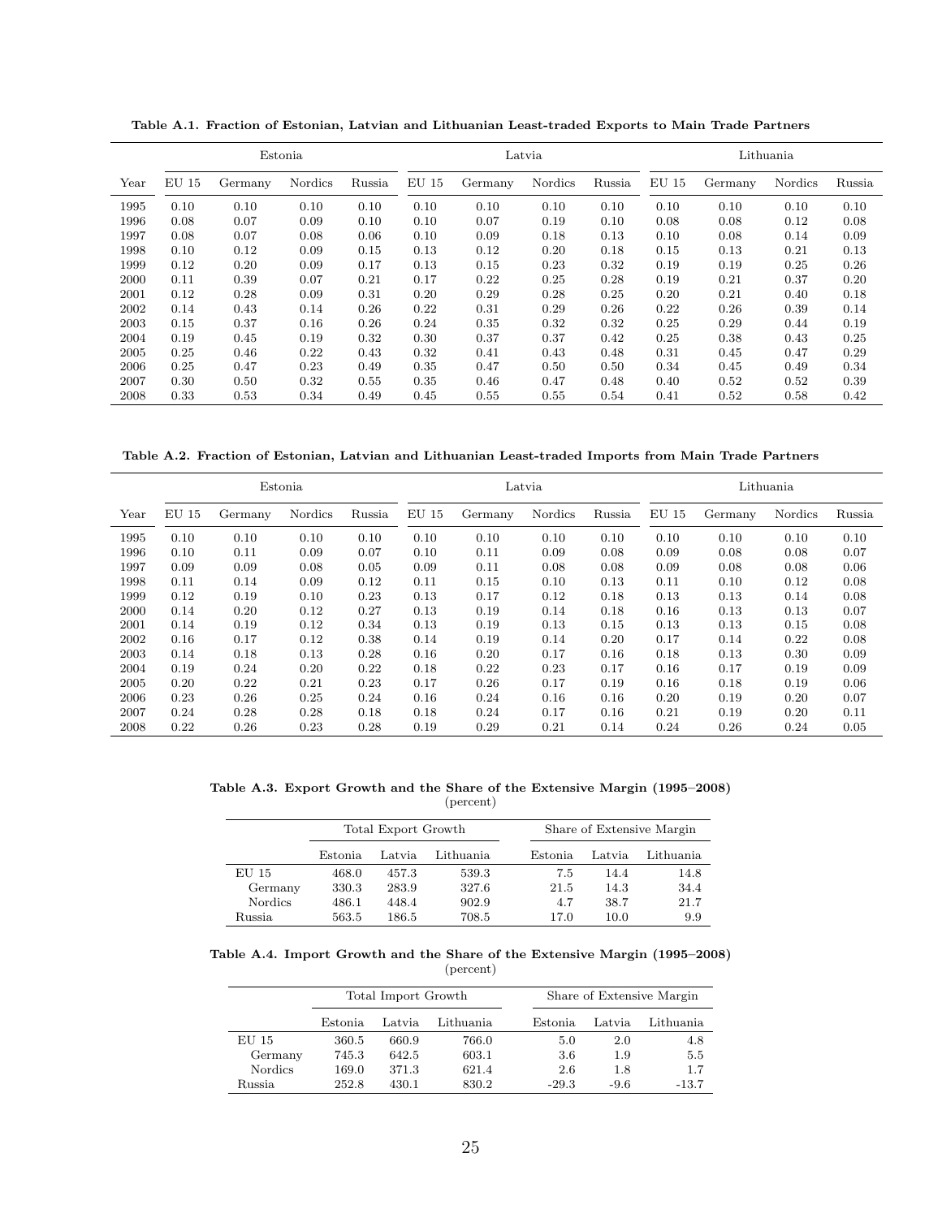**Table A.1. Fraction of Estonian, Latvian and Lithuanian Least-traded Exports to Main Trade Partners**

| | Estonia | | | | Latvia | | | | Lithuania | | | |
|---|---|---|---|---|---|---|---|---|---|---|---|---|
| Year | EU 15 | Germany | Nordics | Russia | EU 15 | Germany | Nordics | Russia | EU 15 | Germany | Nordics | Russia |
| 1995 | 0.10 | 0.10 | 0.10 | 0.10 | 0.10 | 0.10 | 0.10 | 0.10 | 0.10 | 0.10 | 0.10 | 0.10 |
| 1996 | 0.08 | 0.07 | 0.09 | 0.10 | 0.10 | 0.07 | 0.19 | 0.10 | 0.08 | 0.08 | 0.12 | 0.08 |
| 1997 | 0.08 | 0.07 | 0.08 | 0.06 | 0.10 | 0.09 | 0.18 | 0.13 | 0.10 | 0.08 | 0.14 | 0.09 |
| 1998 | 0.10 | 0.12 | 0.09 | 0.15 | 0.13 | 0.12 | 0.20 | 0.18 | 0.15 | 0.13 | 0.21 | 0.13 |
| 1999 | 0.12 | 0.20 | 0.09 | 0.17 | 0.13 | 0.15 | 0.23 | 0.32 | 0.19 | 0.19 | 0.25 | 0.26 |
| 2000 | 0.11 | 0.39 | 0.07 | 0.21 | 0.17 | 0.22 | 0.25 | 0.28 | 0.19 | 0.21 | 0.37 | 0.20 |
| 2001 | 0.12 | 0.28 | 0.09 | 0.31 | 0.20 | 0.29 | 0.28 | 0.25 | 0.20 | 0.21 | 0.40 | 0.18 |
| 2002 | 0.14 | 0.43 | 0.14 | 0.26 | 0.22 | 0.31 | 0.29 | 0.26 | 0.22 | 0.26 | 0.39 | 0.14 |
| 2003 | 0.15 | 0.37 | 0.16 | 0.26 | 0.24 | 0.35 | 0.32 | 0.32 | 0.25 | 0.29 | 0.44 | 0.19 |
| 2004 | 0.19 | 0.45 | 0.19 | 0.32 | 0.30 | 0.37 | 0.37 | 0.42 | 0.25 | 0.38 | 0.43 | 0.25 |
| 2005 | 0.25 | 0.46 | 0.22 | 0.43 | 0.32 | 0.41 | 0.43 | 0.48 | 0.31 | 0.45 | 0.47 | 0.29 |
| 2006 | 0.25 | 0.47 | 0.23 | 0.49 | 0.35 | 0.47 | 0.50 | 0.50 | 0.34 | 0.45 | 0.49 | 0.34 |
| 2007 | 0.30 | 0.50 | 0.32 | 0.55 | 0.35 | 0.46 | 0.47 | 0.48 | 0.40 | 0.52 | 0.52 | 0.39 |
| 2008 | 0.33 | 0.53 | 0.34 | 0.49 | 0.45 | 0.55 | 0.55 | 0.54 | 0.41 | 0.52 | 0.58 | 0.42 |

**Table A.2. Fraction of Estonian, Latvian and Lithuanian Least-traded Imports from Main Trade Partners**

| | Estonia | | | | Latvia | | | | Lithuania | | | |
|---|---|---|---|---|---|---|---|---|---|---|---|---|
| Year | EU 15 | Germany | Nordics | Russia | EU 15 | Germany | Nordics | Russia | EU 15 | Germany | Nordics | Russia |
| 1995 | 0.10 | 0.10 | 0.10 | 0.10 | 0.10 | 0.10 | 0.10 | 0.10 | 0.10 | 0.10 | 0.10 | 0.10 |
| 1996 | 0.10 | 0.11 | 0.09 | 0.07 | 0.10 | 0.11 | 0.09 | 0.08 | 0.09 | 0.08 | 0.08 | 0.07 |
| 1997 | 0.09 | 0.09 | 0.08 | 0.05 | 0.09 | 0.11 | 0.08 | 0.08 | 0.09 | 0.08 | 0.08 | 0.06 |
| 1998 | 0.11 | 0.14 | 0.09 | 0.12 | 0.11 | 0.15 | 0.10 | 0.13 | 0.11 | 0.10 | 0.12 | 0.08 |
| 1999 | 0.12 | 0.19 | 0.10 | 0.23 | 0.13 | 0.17 | 0.12 | 0.18 | 0.13 | 0.13 | 0.14 | 0.08 |
| 2000 | 0.14 | 0.20 | 0.12 | 0.27 | 0.13 | 0.19 | 0.14 | 0.18 | 0.16 | 0.13 | 0.13 | 0.07 |
| 2001 | 0.14 | 0.19 | 0.12 | 0.34 | 0.13 | 0.19 | 0.13 | 0.15 | 0.13 | 0.13 | 0.15 | 0.08 |
| 2002 | 0.16 | 0.17 | 0.12 | 0.38 | 0.14 | 0.19 | 0.14 | 0.20 | 0.17 | 0.14 | 0.22 | 0.08 |
| 2003 | 0.14 | 0.18 | 0.13 | 0.28 | 0.16 | 0.20 | 0.17 | 0.16 | 0.18 | 0.13 | 0.30 | 0.09 |
| 2004 | 0.19 | 0.24 | 0.20 | 0.22 | 0.18 | 0.22 | 0.23 | 0.17 | 0.16 | 0.17 | 0.19 | 0.09 |
| 2005 | 0.20 | 0.22 | 0.21 | 0.23 | 0.17 | 0.26 | 0.17 | 0.19 | 0.16 | 0.18 | 0.19 | 0.06 |
| 2006 | 0.23 | 0.26 | 0.25 | 0.24 | 0.16 | 0.24 | 0.16 | 0.16 | 0.20 | 0.19 | 0.20 | 0.07 |
| 2007 | 0.24 | 0.28 | 0.28 | 0.18 | 0.18 | 0.24 | 0.17 | 0.16 | 0.21 | 0.19 | 0.20 | 0.11 |
| 2008 | 0.22 | 0.26 | 0.23 | 0.28 | 0.19 | 0.29 | 0.21 | 0.14 | 0.24 | 0.26 | 0.24 | 0.05 |

**Table A.3. Export Growth and the Share of the Extensive Margin (1995–2008)**
(percent)

| | Total Export Growth | | | Share of Extensive Margin | | |
|---|---|---|---|---|---|---|
| | Estonia | Latvia | Lithuania | Estonia | Latvia | Lithuania |
| EU 15 | 468.0 | 457.3 | 539.3 | 7.5 | 14.4 | 14.8 |
| Germany | 330.3 | 283.9 | 327.6 | 21.5 | 14.3 | 34.4 |
| Nordics | 486.1 | 448.4 | 902.9 | 4.7 | 38.7 | 21.7 |
| Russia | 563.5 | 186.5 | 708.5 | 17.0 | 10.0 | 9.9 |

**Table A.4. Import Growth and the Share of the Extensive Margin (1995–2008)**
(percent)

| | Total Import Growth | | | Share of Extensive Margin | | |
|---|---|---|---|---|---|---|
| | Estonia | Latvia | Lithuania | Estonia | Latvia | Lithuania |
| EU 15 | 360.5 | 660.9 | 766.0 | 5.0 | 2.0 | 4.8 |
| Germany | 745.3 | 642.5 | 603.1 | 3.6 | 1.9 | 5.5 |
| Nordics | 169.0 | 371.3 | 621.4 | 2.6 | 1.8 | 1.7 |
| Russia | 252.8 | 430.1 | 830.2 | -29.3 | -9.6 | -13.7 |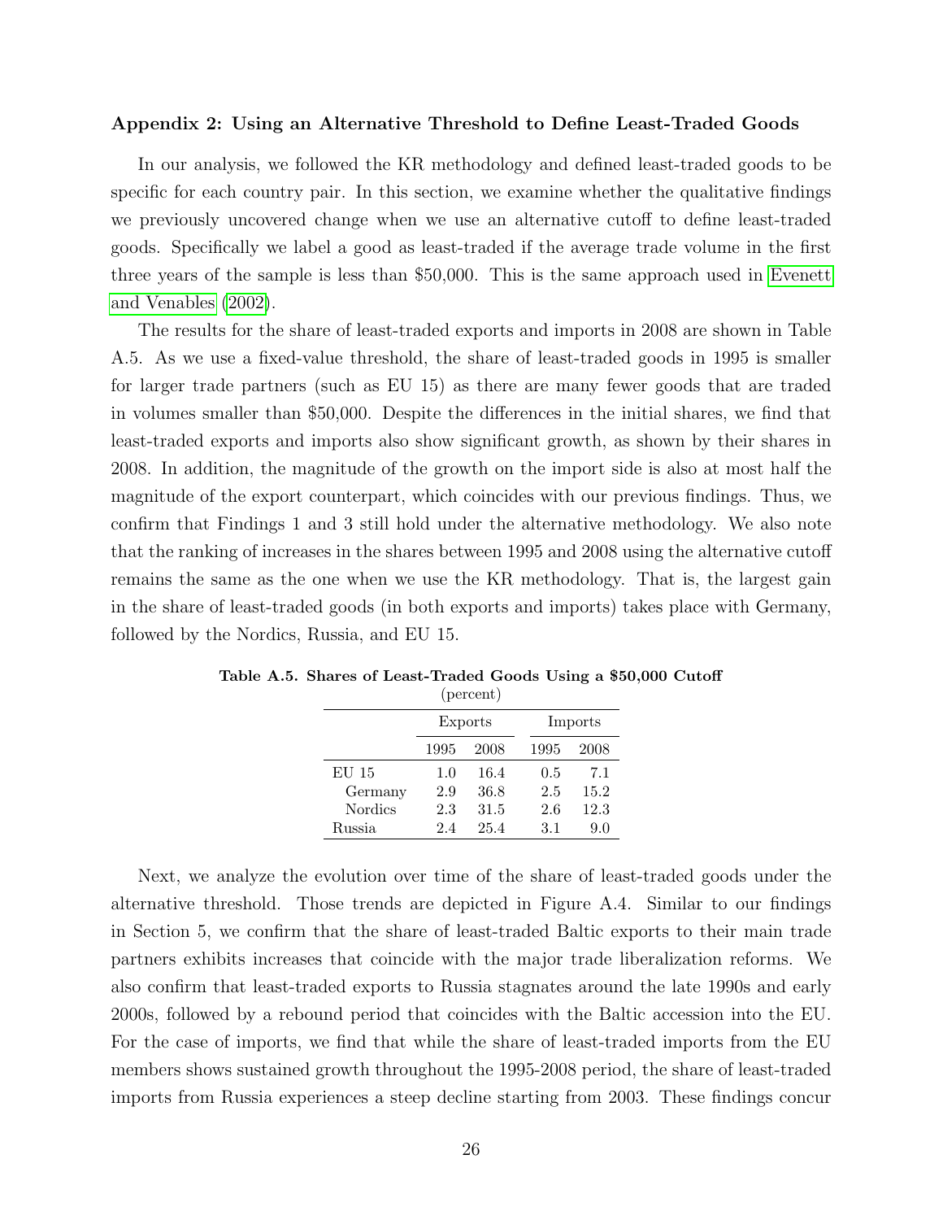### Appendix 2: Using an Alternative Threshold to Define Least-Traded Goods

In our analysis, we followed the KR methodology and defined least-traded goods to be specific for each country pair. In this section, we examine whether the qualitative findings we previously uncovered change when we use an alternative cutoff to define least-traded goods. Specifically we label a good as least-traded if the average trade volume in the first three years of the sample is less than \$50,000. This is the same approach used in Evenett and Venables (2002).

The results for the share of least-traded exports and imports in 2008 are shown in Table A.5. As we use a fixed-value threshold, the share of least-traded goods in 1995 is smaller for larger trade partners (such as EU 15) as there are many fewer goods that are traded in volumes smaller than \$50,000. Despite the differences in the initial shares, we find that least-traded exports and imports also show significant growth, as shown by their shares in 2008. In addition, the magnitude of the growth on the import side is also at most half the magnitude of the export counterpart, which coincides with our previous findings. Thus, we confirm that Findings 1 and 3 still hold under the alternative methodology. We also note that the ranking of increases in the shares between 1995 and 2008 using the alternative cutoff remains the same as the one when we use the KR methodology. That is, the largest gain in the share of least-traded goods (in both exports and imports) takes place with Germany, followed by the Nordics, Russia, and EU 15.

**Table A.5. Shares of Least-Traded Goods Using a \$50,000 Cutoff**
(percent)

| | Exports | | Imports | |
|---|---|---|---|---|
| | 1995 | 2008 | 1995 | 2008 |
| EU 15 | 1.0 | 16.4 | 0.5 | 7.1 |
| Germany | 2.9 | 36.8 | 2.5 | 15.2 |
| Nordics | 2.3 | 31.5 | 2.6 | 12.3 |
| Russia | 2.4 | 25.4 | 3.1 | 9.0 |

Next, we analyze the evolution over time of the share of least-traded goods under the alternative threshold. Those trends are depicted in Figure A.4. Similar to our findings in Section 5, we confirm that the share of least-traded Baltic exports to their main trade partners exhibits increases that coincide with the major trade liberalization reforms. We also confirm that least-traded exports to Russia stagnates around the late 1990s and early 2000s, followed by a rebound period that coincides with the Baltic accession into the EU. For the case of imports, we find that while the share of least-traded imports from the EU members shows sustained growth throughout the 1995-2008 period, the share of least-traded imports from Russia experiences a steep decline starting from 2003. These findings concur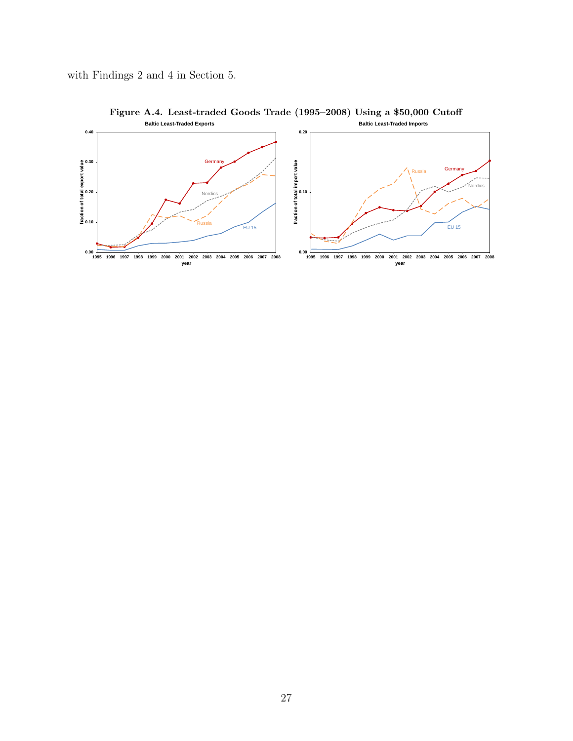with Findings 2 and 4 in Section 5.

**Figure A.4. Least-traded Goods Trade (1995–2008) Using a $50,000 Cutoff**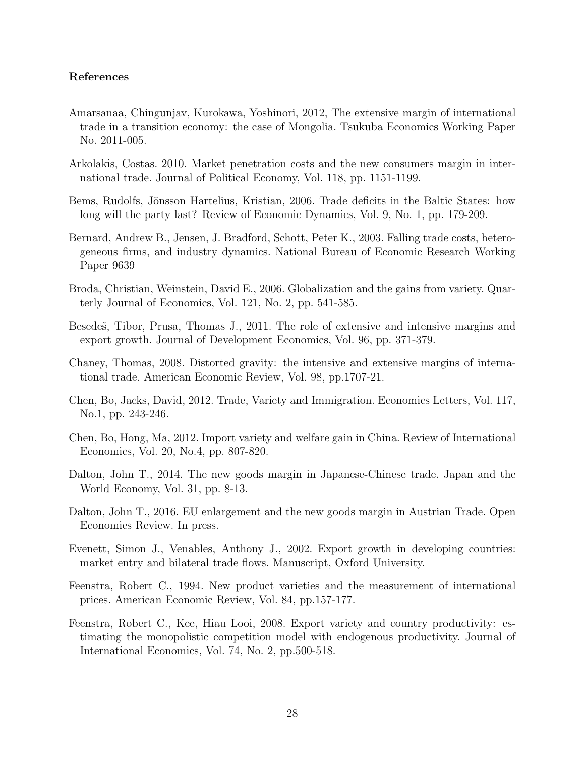**References**

Amarsanaa, Chingunjav, Kurokawa, Yoshinori, 2012, The extensive margin of international trade in a transition economy: the case of Mongolia. Tsukuba Economics Working Paper No. 2011-005.

Arkolakis, Costas. 2010. Market penetration costs and the new consumers margin in international trade. Journal of Political Economy, Vol. 118, pp. 1151-1199.

Bems, Rudolfs, Jönsson Hartelius, Kristian, 2006. Trade deficits in the Baltic States: how long will the party last? Review of Economic Dynamics, Vol. 9, No. 1, pp. 179-209.

Bernard, Andrew B., Jensen, J. Bradford, Schott, Peter K., 2003. Falling trade costs, heterogeneous firms, and industry dynamics. National Bureau of Economic Research Working Paper 9639

Broda, Christian, Weinstein, David E., 2006. Globalization and the gains from variety. Quarterly Journal of Economics, Vol. 121, No. 2, pp. 541-585.

Besedeš, Tibor, Prusa, Thomas J., 2011. The role of extensive and intensive margins and export growth. Journal of Development Economics, Vol. 96, pp. 371-379.

Chaney, Thomas, 2008. Distorted gravity: the intensive and extensive margins of international trade. American Economic Review, Vol. 98, pp.1707-21.

Chen, Bo, Jacks, David, 2012. Trade, Variety and Immigration. Economics Letters, Vol. 117, No.1, pp. 243-246.

Chen, Bo, Hong, Ma, 2012. Import variety and welfare gain in China. Review of International Economics, Vol. 20, No.4, pp. 807-820.

Dalton, John T., 2014. The new goods margin in Japanese-Chinese trade. Japan and the World Economy, Vol. 31, pp. 8-13.

Dalton, John T., 2016. EU enlargement and the new goods margin in Austrian Trade. Open Economies Review. In press.

Evenett, Simon J., Venables, Anthony J., 2002. Export growth in developing countries: market entry and bilateral trade flows. Manuscript, Oxford University.

Feenstra, Robert C., 1994. New product varieties and the measurement of international prices. American Economic Review, Vol. 84, pp.157-177.

Feenstra, Robert C., Kee, Hiau Looi, 2008. Export variety and country productivity: estimating the monopolistic competition model with endogenous productivity. Journal of International Economics, Vol. 74, No. 2, pp.500-518.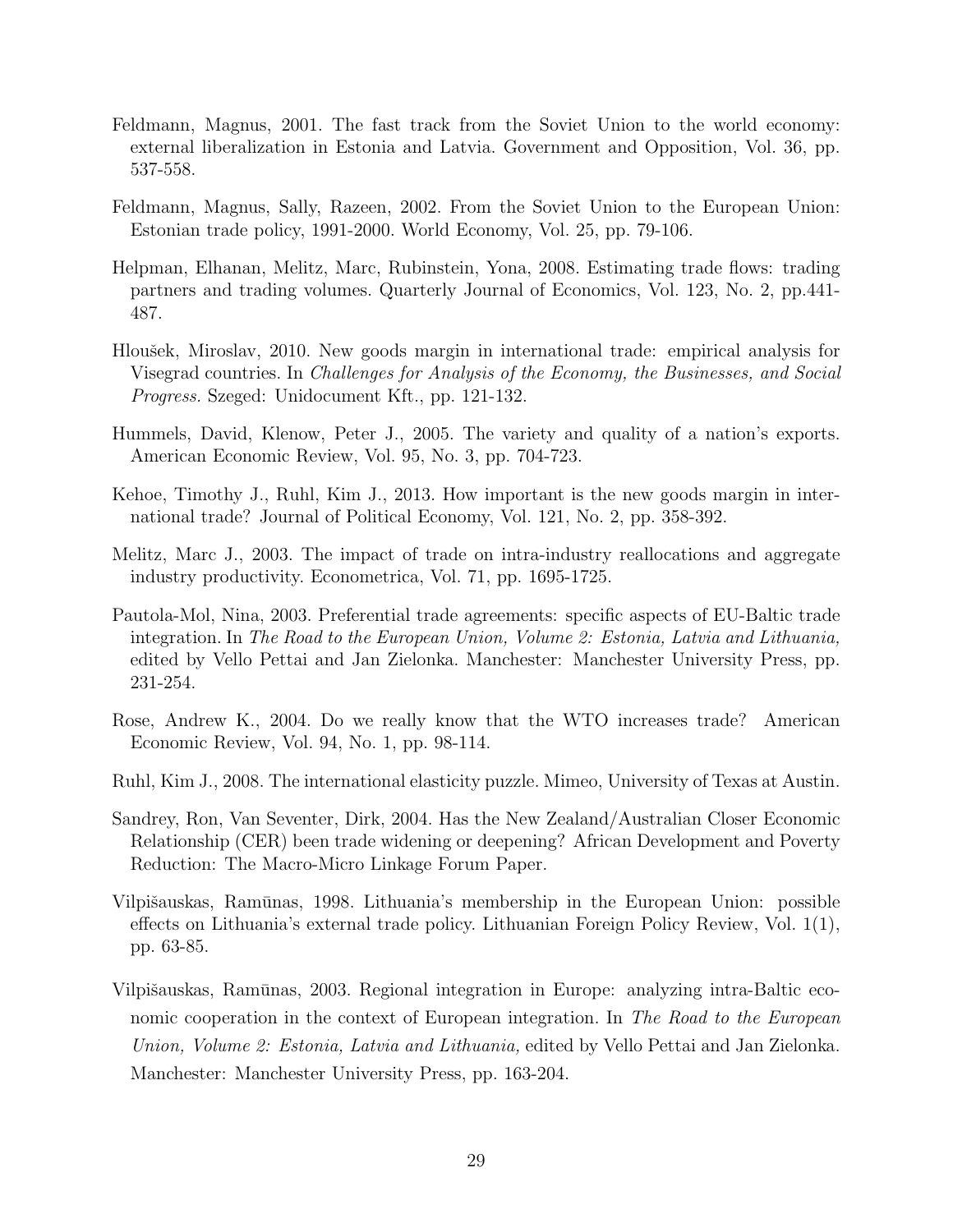Feldmann, Magnus, 2001. The fast track from the Soviet Union to the world economy: external liberalization in Estonia and Latvia. Government and Opposition, Vol. 36, pp. 537-558.

Feldmann, Magnus, Sally, Razeen, 2002. From the Soviet Union to the European Union: Estonian trade policy, 1991-2000. World Economy, Vol. 25, pp. 79-106.

Helpman, Elhanan, Melitz, Marc, Rubinstein, Yona, 2008. Estimating trade flows: trading partners and trading volumes. Quarterly Journal of Economics, Vol. 123, No. 2, pp.441-487.

Hloušek, Miroslav, 2010. New goods margin in international trade: empirical analysis for Visegrad countries. In *Challenges for Analysis of the Economy, the Businesses, and Social Progress.* Szeged: Unidocument Kft., pp. 121-132.

Hummels, David, Klenow, Peter J., 2005. The variety and quality of a nation's exports. American Economic Review, Vol. 95, No. 3, pp. 704-723.

Kehoe, Timothy J., Ruhl, Kim J., 2013. How important is the new goods margin in international trade? Journal of Political Economy, Vol. 121, No. 2, pp. 358-392.

Melitz, Marc J., 2003. The impact of trade on intra-industry reallocations and aggregate industry productivity. Econometrica, Vol. 71, pp. 1695-1725.

Pautola-Mol, Nina, 2003. Preferential trade agreements: specific aspects of EU-Baltic trade integration. In *The Road to the European Union, Volume 2: Estonia, Latvia and Lithuania,* edited by Vello Pettai and Jan Zielonka. Manchester: Manchester University Press, pp. 231-254.

Rose, Andrew K., 2004. Do we really know that the WTO increases trade? American Economic Review, Vol. 94, No. 1, pp. 98-114.

Ruhl, Kim J., 2008. The international elasticity puzzle. Mimeo, University of Texas at Austin.

Sandrey, Ron, Van Seventer, Dirk, 2004. Has the New Zealand/Australian Closer Economic Relationship (CER) been trade widening or deepening? African Development and Poverty Reduction: The Macro-Micro Linkage Forum Paper.

Vilpišauskas, Ramūnas, 1998. Lithuania's membership in the European Union: possible effects on Lithuania's external trade policy. Lithuanian Foreign Policy Review, Vol. 1(1), pp. 63-85.

Vilpišauskas, Ramūnas, 2003. Regional integration in Europe: analyzing intra-Baltic economic cooperation in the context of European integration. In *The Road to the European Union, Volume 2: Estonia, Latvia and Lithuania,* edited by Vello Pettai and Jan Zielonka. Manchester: Manchester University Press, pp. 163-204.